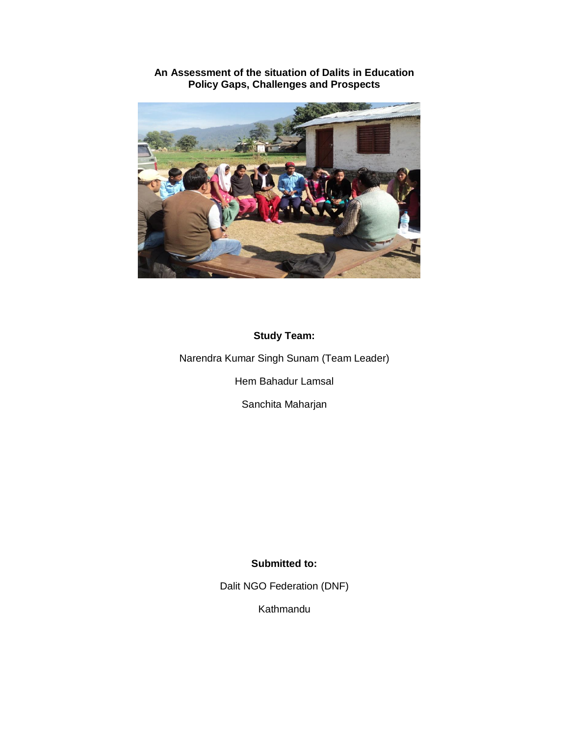# An Assessment of the situation of Dalits in Education Policy Gaps, Challenges and Prospects

**Study Team:**

Narendra Kumar Singh Sunam (Team Leader)

Hem Bahadur Lamsal

Sanchita Maharjan

**Submitted to:**

Dalit NGO Federation (DNF)

Kathmandu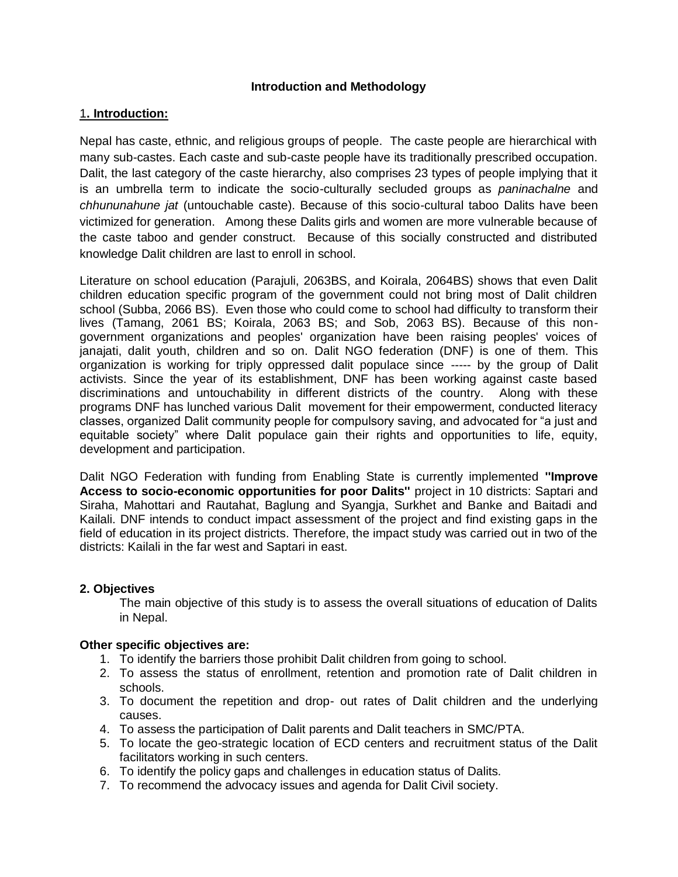**Introduction and Methodology**

## 1**. Introduction:**

Nepal has caste, ethnic, and religious groups of people. The caste people are hierarchical with many sub-castes. Each caste and sub-caste people have its traditionally prescribed occupation. Dalit, the last category of the caste hierarchy, also comprises 23 types of people implying that it is an umbrella term to indicate the socio-culturally secluded groups as *paninachalne* and *chhununahune jat* (untouchable caste). Because of this socio-cultural taboo Dalits have been victimized for generation. Among these Dalits girls and women are more vulnerable because of the caste taboo and gender construct. Because of this socially constructed and distributed knowledge Dalit children are last to enroll in school.

Literature on school education (Parajuli, 2063BS, and Koirala, 2064BS) shows that even Dalit children education specific program of the government could not bring most of Dalit children school (Subba, 2066 BS). Even those who could come to school had difficulty to transform their lives (Tamang, 2061 BS; Koirala, 2063 BS; and Sob, 2063 BS). Because of this non-government organizations and peoples' organization have been raising peoples' voices of janajati, dalit youth, children and so on. Dalit NGO federation (DNF) is one of them. This organization is working for triply oppressed dalit populace since ----- by the group of Dalit activists. Since the year of its establishment, DNF has been working against caste based discriminations and untouchability in different districts of the country. Along with these programs DNF has lunched various Dalit movement for their empowerment, conducted literacy classes, organized Dalit community people for compulsory saving, and advocated for "a just and equitable society" where Dalit populace gain their rights and opportunities to life, equity, development and participation.

Dalit NGO Federation with funding from Enabling State is currently implemented **"Improve Access to socio-economic opportunities for poor Dalits"** project in 10 districts: Saptari and Siraha, Mahottari and Rautahat, Baglung and Syangja, Surkhet and Banke and Baitadi and Kailali. DNF intends to conduct impact assessment of the project and find existing gaps in the field of education in its project districts. Therefore, the impact study was carried out in two of the districts: Kailali in the far west and Saptari in east.

## 2. Objectives

The main objective of this study is to assess the overall situations of education of Dalits in Nepal.

**Other specific objectives are:**

1. To identify the barriers those prohibit Dalit children from going to school.
2. To assess the status of enrollment, retention and promotion rate of Dalit children in schools.
3. To document the repetition and drop- out rates of Dalit children and the underlying causes.
4. To assess the participation of Dalit parents and Dalit teachers in SMC/PTA.
5. To locate the geo-strategic location of ECD centers and recruitment status of the Dalit facilitators working in such centers.
6. To identify the policy gaps and challenges in education status of Dalits.
7. To recommend the advocacy issues and agenda for Dalit Civil society.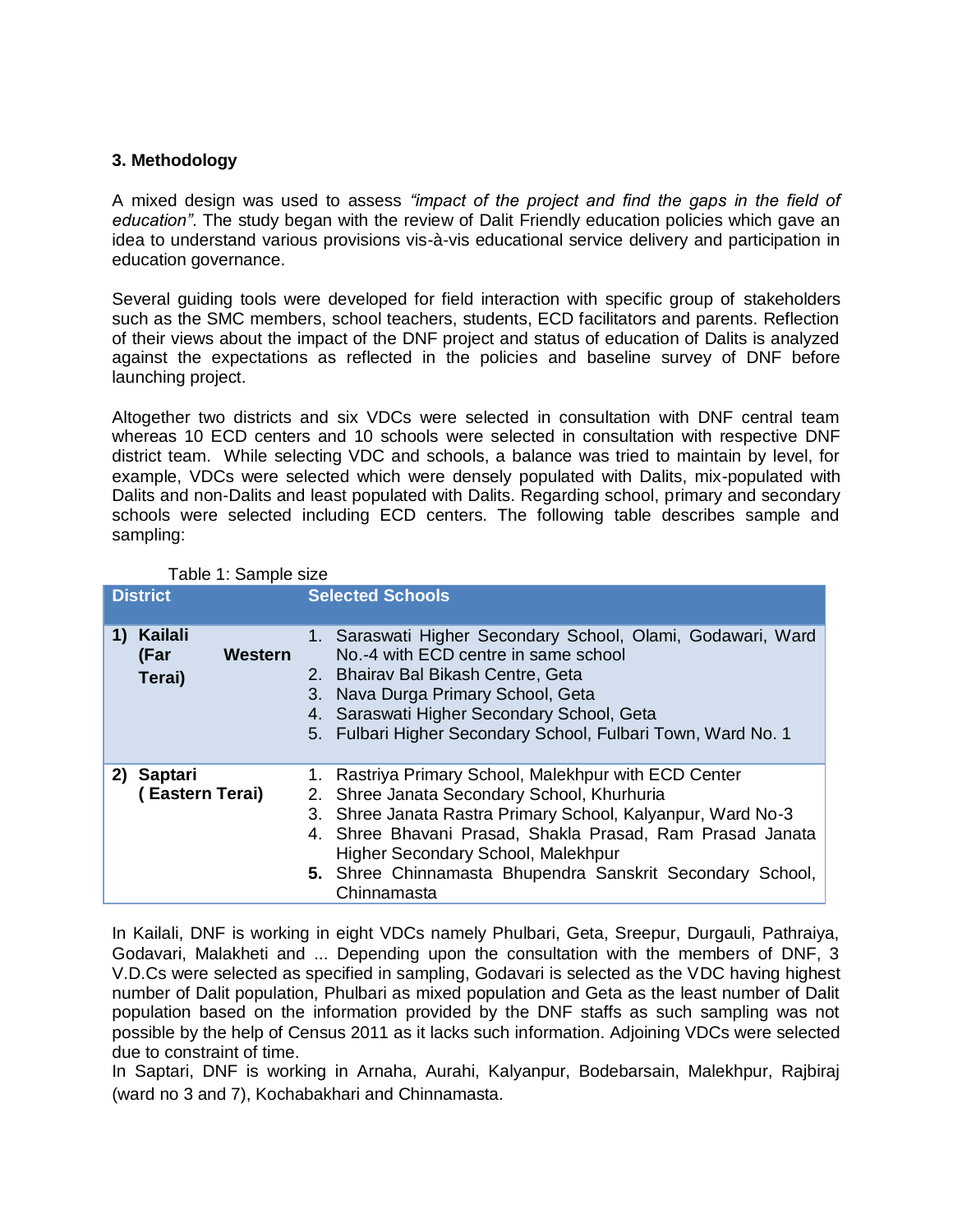## 3. Methodology

A mixed design was used to assess *"impact of the project and find the gaps in the field of education"*. The study began with the review of Dalit Friendly education policies which gave an idea to understand various provisions vis-à-vis educational service delivery and participation in education governance.

Several guiding tools were developed for field interaction with specific group of stakeholders such as the SMC members, school teachers, students, ECD facilitators and parents. Reflection of their views about the impact of the DNF project and status of education of Dalits is analyzed against the expectations as reflected in the policies and baseline survey of DNF before launching project.

Altogether two districts and six VDCs were selected in consultation with DNF central team whereas 10 ECD centers and 10 schools were selected in consultation with respective DNF district team. While selecting VDC and schools, a balance was tried to maintain by level, for example, VDCs were selected which were densely populated with Dalits, mix-populated with Dalits and non-Dalits and least populated with Dalits. Regarding school, primary and secondary schools were selected including ECD centers. The following table describes sample and sampling:

Table 1: Sample size

| District | Selected Schools |
|---|---|
| **1) Kailali (Far Western Terai)** | 1. Saraswati Higher Secondary School, Olami, Godawari, Ward No.-4 with ECD centre in same school<br>2. Bhairav Bal Bikash Centre, Geta<br>3. Nava Durga Primary School, Geta<br>4. Saraswati Higher Secondary School, Geta<br>5. Fulbari Higher Secondary School, Fulbari Town, Ward No. 1 |
| **2) Saptari ( Eastern Terai)** | 1. Rastriya Primary School, Malekhpur with ECD Center<br>2. Shree Janata Secondary School, Khurhuria<br>3. Shree Janata Rastra Primary School, Kalyanpur, Ward No-3<br>4. Shree Bhavani Prasad, Shakla Prasad, Ram Prasad Janata Higher Secondary School, Malekhpur<br>**5.** Shree Chinnamasta Bhupendra Sanskrit Secondary School, Chinnamasta |

In Kailali, DNF is working in eight VDCs namely Phulbari, Geta, Sreepur, Durgauli, Pathraiya, Godavari, Malakheti and ... Depending upon the consultation with the members of DNF, 3 V.D.Cs were selected as specified in sampling, Godavari is selected as the VDC having highest number of Dalit population, Phulbari as mixed population and Geta as the least number of Dalit population based on the information provided by the DNF staffs as such sampling was not possible by the help of Census 2011 as it lacks such information. Adjoining VDCs were selected due to constraint of time.

In Saptari, DNF is working in Arnaha, Aurahi, Kalyanpur, Bodebarsain, Malekhpur, Rajbiraj (ward no 3 and 7), Kochabakhari and Chinnamasta.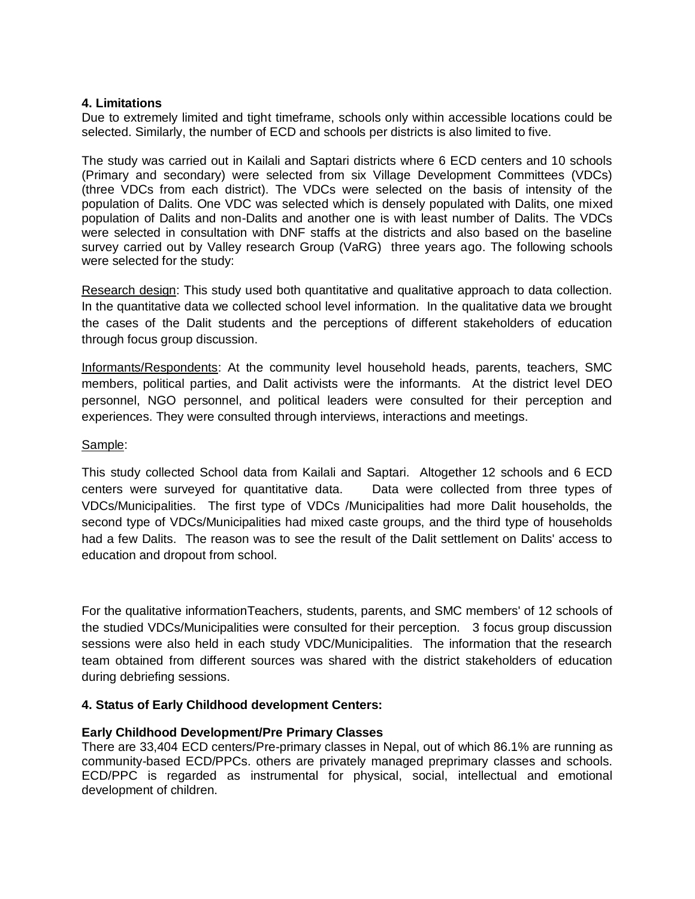## 4. Limitations

Due to extremely limited and tight timeframe, schools only within accessible locations could be selected. Similarly, the number of ECD and schools per districts is also limited to five.

The study was carried out in Kailali and Saptari districts where 6 ECD centers and 10 schools (Primary and secondary) were selected from six Village Development Committees (VDCs) (three VDCs from each district). The VDCs were selected on the basis of intensity of the population of Dalits. One VDC was selected which is densely populated with Dalits, one mixed population of Dalits and non-Dalits and another one is with least number of Dalits. The VDCs were selected in consultation with DNF staffs at the districts and also based on the baseline survey carried out by Valley research Group (VaRG) three years ago. The following schools were selected for the study:

Research design: This study used both quantitative and qualitative approach to data collection. In the quantitative data we collected school level information. In the qualitative data we brought the cases of the Dalit students and the perceptions of different stakeholders of education through focus group discussion.

Informants/Respondents: At the community level household heads, parents, teachers, SMC members, political parties, and Dalit activists were the informants. At the district level DEO personnel, NGO personnel, and political leaders were consulted for their perception and experiences. They were consulted through interviews, interactions and meetings.

Sample:

This study collected School data from Kailali and Saptari. Altogether 12 schools and 6 ECD centers were surveyed for quantitative data. Data were collected from three types of VDCs/Municipalities. The first type of VDCs /Municipalities had more Dalit households, the second type of VDCs/Municipalities had mixed caste groups, and the third type of households had a few Dalits. The reason was to see the result of the Dalit settlement on Dalits' access to education and dropout from school.

For the qualitative informationTeachers, students, parents, and SMC members' of 12 schools of the studied VDCs/Municipalities were consulted for their perception. 3 focus group discussion sessions were also held in each study VDC/Municipalities. The information that the research team obtained from different sources was shared with the district stakeholders of education during debriefing sessions.

## 4. Status of Early Childhood development Centers:

### Early Childhood Development/Pre Primary Classes

There are 33,404 ECD centers/Pre-primary classes in Nepal, out of which 86.1% are running as community-based ECD/PPCs. others are privately managed preprimary classes and schools. ECD/PPC is regarded as instrumental for physical, social, intellectual and emotional development of children.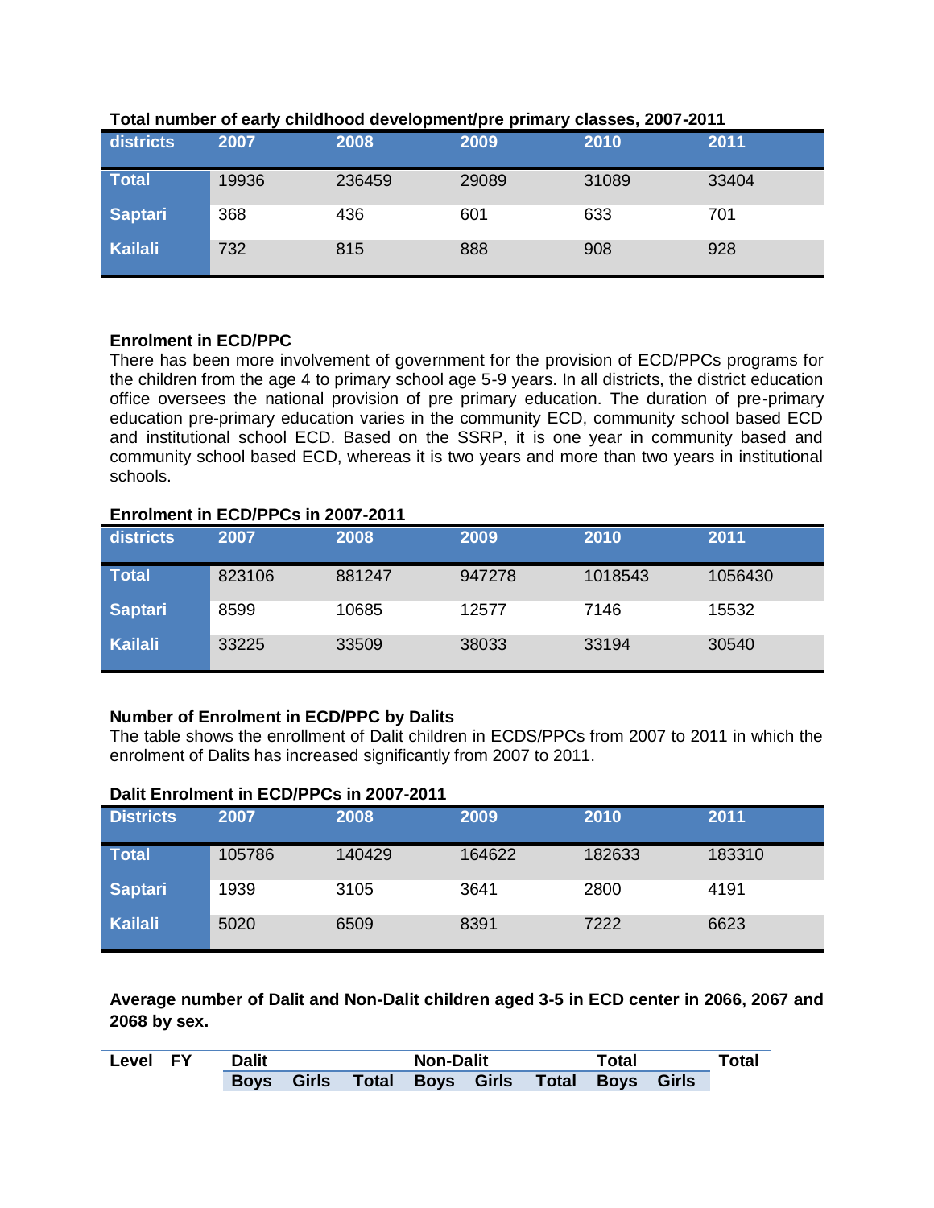**Total number of early childhood development/pre primary classes, 2007-2011**

| districts | 2007 | 2008 | 2009 | 2010 | 2011 |
|---|---|---|---|---|---|
| Total | 19936 | 236459 | 29089 | 31089 | 33404 |
| Saptari | 368 | 436 | 601 | 633 | 701 |
| Kailali | 732 | 815 | 888 | 908 | 928 |

**Enrolment in ECD/PPC**

There has been more involvement of government for the provision of ECD/PPCs programs for the children from the age 4 to primary school age 5-9 years. In all districts, the district education office oversees the national provision of pre primary education. The duration of pre-primary education pre-primary education varies in the community ECD, community school based ECD and institutional school ECD. Based on the SSRP, it is one year in community based and community school based ECD, whereas it is two years and more than two years in institutional schools.

**Enrolment in ECD/PPCs in 2007-2011**

| districts | 2007 | 2008 | 2009 | 2010 | 2011 |
|---|---|---|---|---|---|
| Total | 823106 | 881247 | 947278 | 1018543 | 1056430 |
| Saptari | 8599 | 10685 | 12577 | 7146 | 15532 |
| Kailali | 33225 | 33509 | 38033 | 33194 | 30540 |

**Number of Enrolment in ECD/PPC by Dalits**

The table shows the enrollment of Dalit children in ECDS/PPCs from 2007 to 2011 in which the enrolment of Dalits has increased significantly from 2007 to 2011.

**Dalit Enrolment in ECD/PPCs in 2007-2011**

| Districts | 2007 | 2008 | 2009 | 2010 | 2011 |
|---|---|---|---|---|---|
| Total | 105786 | 140429 | 164622 | 182633 | 183310 |
| Saptari | 1939 | 3105 | 3641 | 2800 | 4191 |
| Kailali | 5020 | 6509 | 8391 | 7222 | 6623 |

**Average number of Dalit and Non-Dalit children aged 3-5 in ECD center in 2066, 2067 and 2068 by sex.**

| Level | FY | Dalit | | | Non-Dalit | | | Total | | Total |
|---|---|---|---|---|---|---|---|---|---|---|
| | | Boys | Girls | Total | Boys | Girls | Total | Boys | Girls | |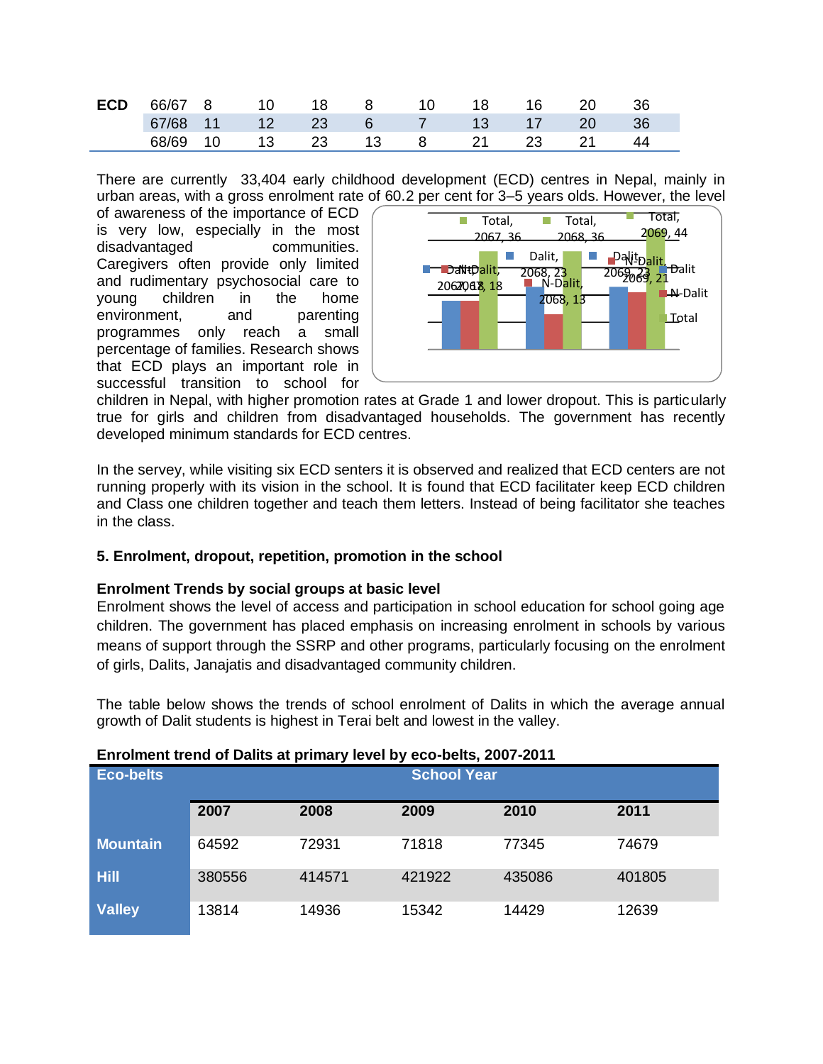| ECD | 66/67 | 8 | 10 | 18 | 8 | 10 | 18 | 16 | 20 | 36 |
|---|---|---|---|---|---|---|---|---|---|---|
| | 67/68 | 11 | 12 | 23 | 6 | 7 | 13 | 17 | 20 | 36 |
| | 68/69 | 10 | 13 | 23 | 13 | 8 | 21 | 23 | 21 | 44 |

There are currently 33,404 early childhood development (ECD) centres in Nepal, mainly in urban areas, with a gross enrolment rate of 60.2 per cent for 3–5 years olds. However, the level of awareness of the importance of ECD is very low, especially in the most disadvantaged communities. Caregivers often provide only limited and rudimentary psychosocial care to young children in the home environment, and parenting programmes only reach a small percentage of families. Research shows that ECD plays an important role in successful transition to school for children in Nepal, with higher promotion rates at Grade 1 and lower dropout. This is particularly true for girls and children from disadvantaged households. The government has recently developed minimum standards for ECD centres.

In the servey, while visiting six ECD senters it is observed and realized that ECD centers are not running properly with its vision in the school. It is found that ECD facilitater keep ECD children and Class one children together and teach them letters. Instead of being facilitator she teaches in the class.

### 5. Enrolment, dropout, repetition, promotion in the school

**Enrolment Trends by social groups at basic level**

Enrolment shows the level of access and participation in school education for school going age children. The government has placed emphasis on increasing enrolment in schools by various means of support through the SSRP and other programs, particularly focusing on the enrolment of girls, Dalits, Janajatis and disadvantaged community children.

The table below shows the trends of school enrolment of Dalits in which the average annual growth of Dalit students is highest in Terai belt and lowest in the valley.

**Enrolment trend of Dalits at primary level by eco-belts, 2007-2011**

| Eco-belts | School Year | | | | |
|---|---|---|---|---|---|
| | 2007 | 2008 | 2009 | 2010 | 2011 |
| Mountain | 64592 | 72931 | 71818 | 77345 | 74679 |
| Hill | 380556 | 414571 | 421922 | 435086 | 401805 |
| Valley | 13814 | 14936 | 15342 | 14429 | 12639 |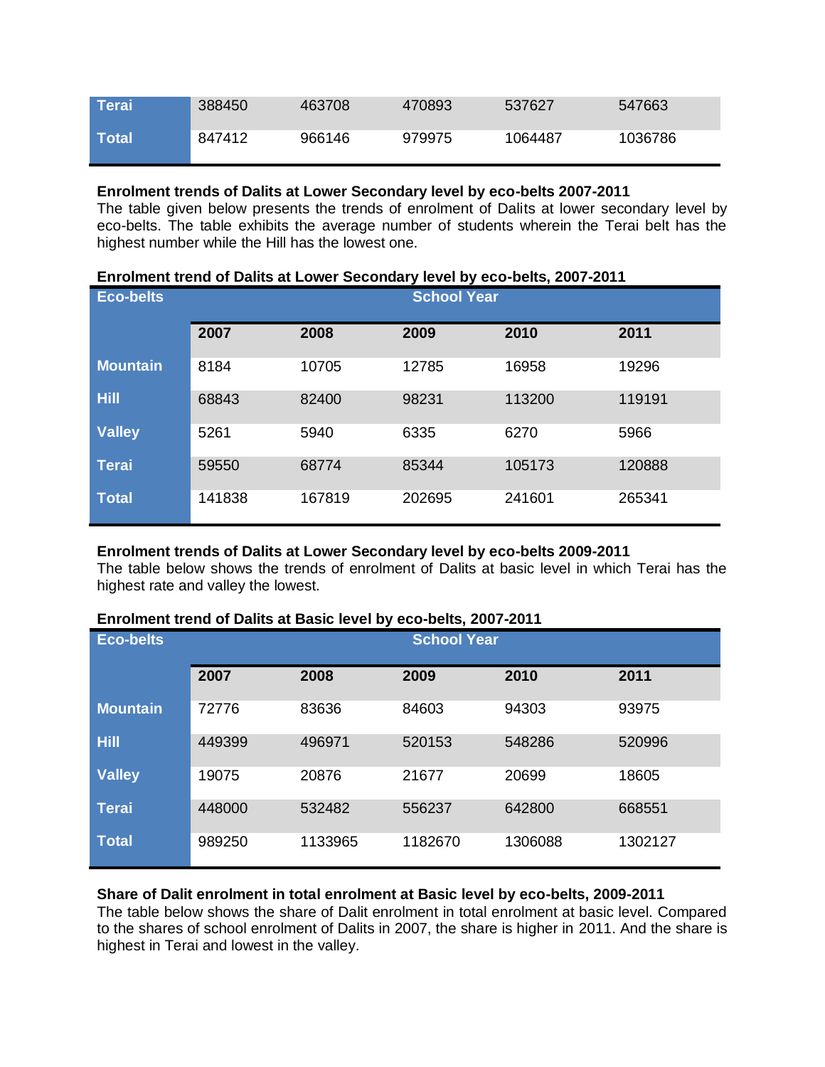| Terai | 388450 | 463708 | 470893 | 537627 | 547663 |
|---|---|---|---|---|---|
| Total | 847412 | 966146 | 979975 | 1064487 | 1036786 |

**Enrolment trends of Dalits at Lower Secondary level by eco-belts 2007-2011**

The table given below presents the trends of enrolment of Dalits at lower secondary level by eco-belts. The table exhibits the average number of students wherein the Terai belt has the highest number while the Hill has the lowest one.

**Enrolment trend of Dalits at Lower Secondary level by eco-belts, 2007-2011**

| Eco-belts | School Year | | | | |
|---|---|---|---|---|---|
| | 2007 | 2008 | 2009 | 2010 | 2011 |
| Mountain | 8184 | 10705 | 12785 | 16958 | 19296 |
| Hill | 68843 | 82400 | 98231 | 113200 | 119191 |
| Valley | 5261 | 5940 | 6335 | 6270 | 5966 |
| Terai | 59550 | 68774 | 85344 | 105173 | 120888 |
| Total | 141838 | 167819 | 202695 | 241601 | 265341 |

**Enrolment trends of Dalits at Lower Secondary level by eco-belts 2009-2011**

The table below shows the trends of enrolment of Dalits at basic level in which Terai has the highest rate and valley the lowest.

**Enrolment trend of Dalits at Basic level by eco-belts, 2007-2011**

| Eco-belts | School Year | | | | |
|---|---|---|---|---|---|
| | 2007 | 2008 | 2009 | 2010 | 2011 |
| Mountain | 72776 | 83636 | 84603 | 94303 | 93975 |
| Hill | 449399 | 496971 | 520153 | 548286 | 520996 |
| Valley | 19075 | 20876 | 21677 | 20699 | 18605 |
| Terai | 448000 | 532482 | 556237 | 642800 | 668551 |
| Total | 989250 | 1133965 | 1182670 | 1306088 | 1302127 |

**Share of Dalit enrolment in total enrolment at Basic level by eco-belts, 2009-2011**

The table below shows the share of Dalit enrolment in total enrolment at basic level. Compared to the shares of school enrolment of Dalits in 2007, the share is higher in 2011. And the share is highest in Terai and lowest in the valley.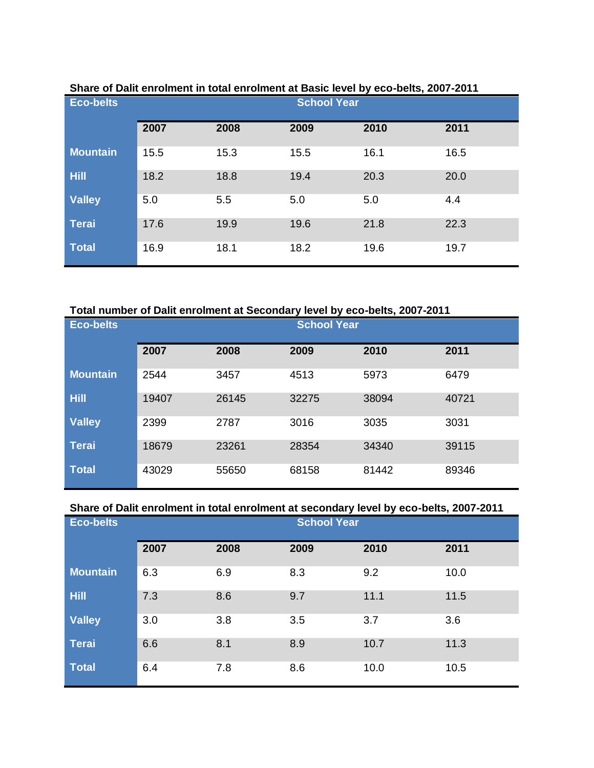**Share of Dalit enrolment in total enrolment at Basic level by eco-belts, 2007-2011**

| Eco-belts | School Year | | | | |
|---|---|---|---|---|---|
| | 2007 | 2008 | 2009 | 2010 | 2011 |
| Mountain | 15.5 | 15.3 | 15.5 | 16.1 | 16.5 |
| Hill | 18.2 | 18.8 | 19.4 | 20.3 | 20.0 |
| Valley | 5.0 | 5.5 | 5.0 | 5.0 | 4.4 |
| Terai | 17.6 | 19.9 | 19.6 | 21.8 | 22.3 |
| Total | 16.9 | 18.1 | 18.2 | 19.6 | 19.7 |

**Total number of Dalit enrolment at Secondary level by eco-belts, 2007-2011**

| Eco-belts | School Year | | | | |
|---|---|---|---|---|---|
| | 2007 | 2008 | 2009 | 2010 | 2011 |
| Mountain | 2544 | 3457 | 4513 | 5973 | 6479 |
| Hill | 19407 | 26145 | 32275 | 38094 | 40721 |
| Valley | 2399 | 2787 | 3016 | 3035 | 3031 |
| Terai | 18679 | 23261 | 28354 | 34340 | 39115 |
| Total | 43029 | 55650 | 68158 | 81442 | 89346 |

**Share of Dalit enrolment in total enrolment at secondary level by eco-belts, 2007-2011**

| Eco-belts | School Year | | | | |
|---|---|---|---|---|---|
| | 2007 | 2008 | 2009 | 2010 | 2011 |
| Mountain | 6.3 | 6.9 | 8.3 | 9.2 | 10.0 |
| Hill | 7.3 | 8.6 | 9.7 | 11.1 | 11.5 |
| Valley | 3.0 | 3.8 | 3.5 | 3.7 | 3.6 |
| Terai | 6.6 | 8.1 | 8.9 | 10.7 | 11.3 |
| Total | 6.4 | 7.8 | 8.6 | 10.0 | 10.5 |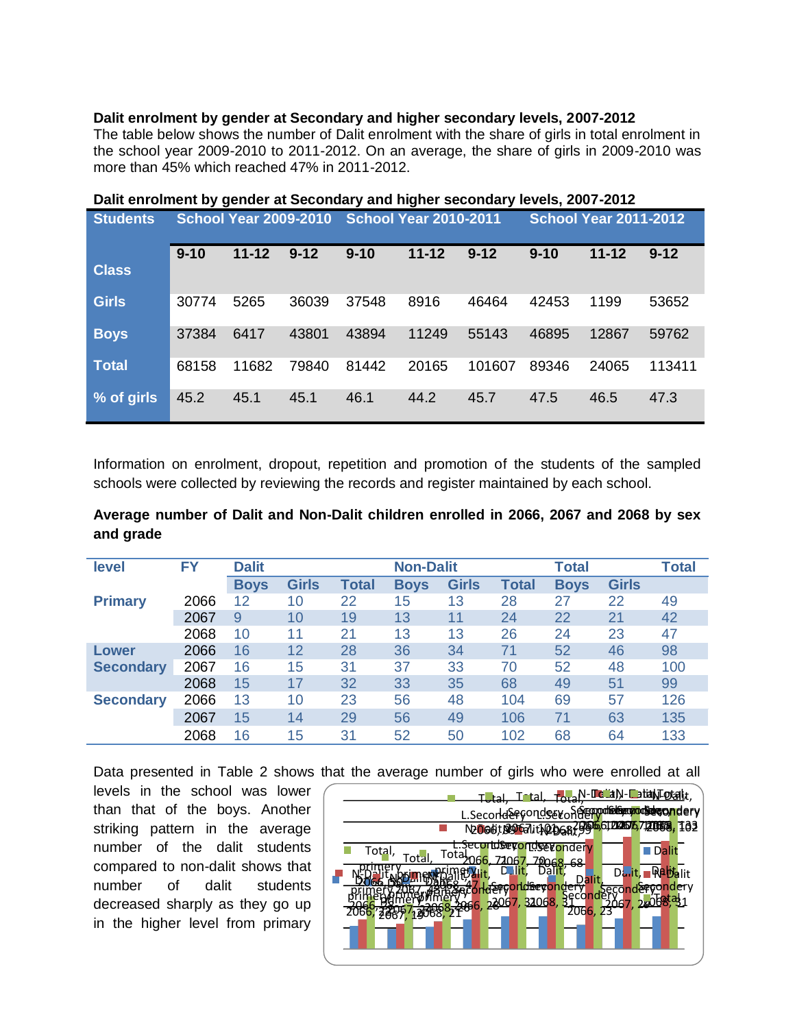**Dalit enrolment by gender at Secondary and higher secondary levels, 2007-2012**

The table below shows the number of Dalit enrolment with the share of girls in total enrolment in the school year 2009-2010 to 2011-2012. On an average, the share of girls in 2009-2010 was more than 45% which reached 47% in 2011-2012.

**Dalit enrolment by gender at Secondary and higher secondary levels, 2007-2012**

| Students | School Year 2009-2010 | | | School Year 2010-2011 | | | School Year 2011-2012 | | |
|---|---|---|---|---|---|---|---|---|---|
| Class | 9-10 | 11-12 | 9-12 | 9-10 | 11-12 | 9-12 | 9-10 | 11-12 | 9-12 |
| Girls | 30774 | 5265 | 36039 | 37548 | 8916 | 46464 | 42453 | 1199 | 53652 |
| Boys | 37384 | 6417 | 43801 | 43894 | 11249 | 55143 | 46895 | 12867 | 59762 |
| Total | 68158 | 11682 | 79840 | 81442 | 20165 | 101607 | 89346 | 24065 | 113411 |
| % of girls | 45.2 | 45.1 | 45.1 | 46.1 | 44.2 | 45.7 | 47.5 | 46.5 | 47.3 |

Information on enrolment, dropout, repetition and promotion of the students of the sampled schools were collected by reviewing the records and register maintained by each school.

**Average number of Dalit and Non-Dalit children enrolled in 2066, 2067 and 2068 by sex and grade**

| level | FY | Dalit | | | Non-Dalit | | | Total | | Total |
|---|---|---|---|---|---|---|---|---|---|---|
| | | Boys | Girls | Total | Boys | Girls | Total | Boys | Girls | |
| Primary | 2066 | 12 | 10 | 22 | 15 | 13 | 28 | 27 | 22 | 49 |
| | 2067 | 9 | 10 | 19 | 13 | 11 | 24 | 22 | 21 | 42 |
| | 2068 | 10 | 11 | 21 | 13 | 13 | 26 | 24 | 23 | 47 |
| Lower Secondary | 2066 | 16 | 12 | 28 | 36 | 34 | 71 | 52 | 46 | 98 |
| | 2067 | 16 | 15 | 31 | 37 | 33 | 70 | 52 | 48 | 100 |
| | 2068 | 15 | 17 | 32 | 33 | 35 | 68 | 49 | 51 | 99 |
| Secondary | 2066 | 13 | 10 | 23 | 56 | 48 | 104 | 69 | 57 | 126 |
| | 2067 | 15 | 14 | 29 | 56 | 49 | 106 | 71 | 63 | 135 |
| | 2068 | 16 | 15 | 31 | 52 | 50 | 102 | 68 | 64 | 133 |

Data presented in Table 2 shows that the average number of girls who were enrolled at all levels in the school was lower than that of the boys. Another striking pattern in the average number of the dalit students compared to non-dalit shows that number of dalit students decreased sharply as they go up in the higher level from primary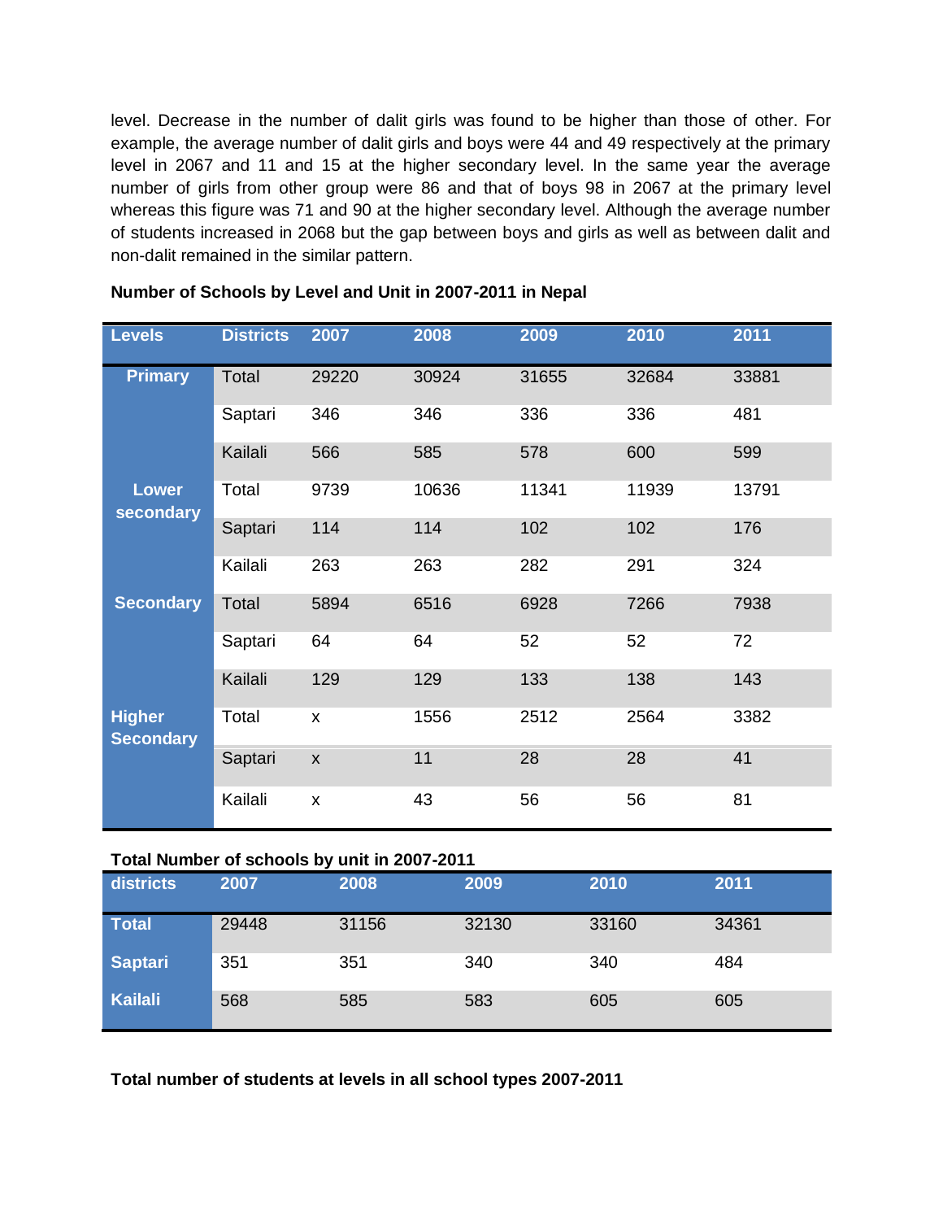level. Decrease in the number of dalit girls was found to be higher than those of other. For example, the average number of dalit girls and boys were 44 and 49 respectively at the primary level in 2067 and 11 and 15 at the higher secondary level. In the same year the average number of girls from other group were 86 and that of boys 98 in 2067 at the primary level whereas this figure was 71 and 90 at the higher secondary level. Although the average number of students increased in 2068 but the gap between boys and girls as well as between dalit and non-dalit remained in the similar pattern.

**Number of Schools by Level and Unit in 2007-2011 in Nepal**

| Levels | Districts | 2007 | 2008 | 2009 | 2010 | 2011 |
|---|---|---|---|---|---|---|
| Primary | Total | 29220 | 30924 | 31655 | 32684 | 33881 |
| | Saptari | 346 | 346 | 336 | 336 | 481 |
| | Kailali | 566 | 585 | 578 | 600 | 599 |
| Lower secondary | Total | 9739 | 10636 | 11341 | 11939 | 13791 |
| | Saptari | 114 | 114 | 102 | 102 | 176 |
| | Kailali | 263 | 263 | 282 | 291 | 324 |
| Secondary | Total | 5894 | 6516 | 6928 | 7266 | 7938 |
| | Saptari | 64 | 64 | 52 | 52 | 72 |
| | Kailali | 129 | 129 | 133 | 138 | 143 |
| Higher Secondary | Total | x | 1556 | 2512 | 2564 | 3382 |
| | Saptari | x | 11 | 28 | 28 | 41 |
| | Kailali | x | 43 | 56 | 56 | 81 |

**Total Number of schools by unit in 2007-2011**

| districts | 2007 | 2008 | 2009 | 2010 | 2011 |
|---|---|---|---|---|---|
| Total | 29448 | 31156 | 32130 | 33160 | 34361 |
| Saptari | 351 | 351 | 340 | 340 | 484 |
| Kailali | 568 | 585 | 583 | 605 | 605 |

**Total number of students at levels in all school types 2007-2011**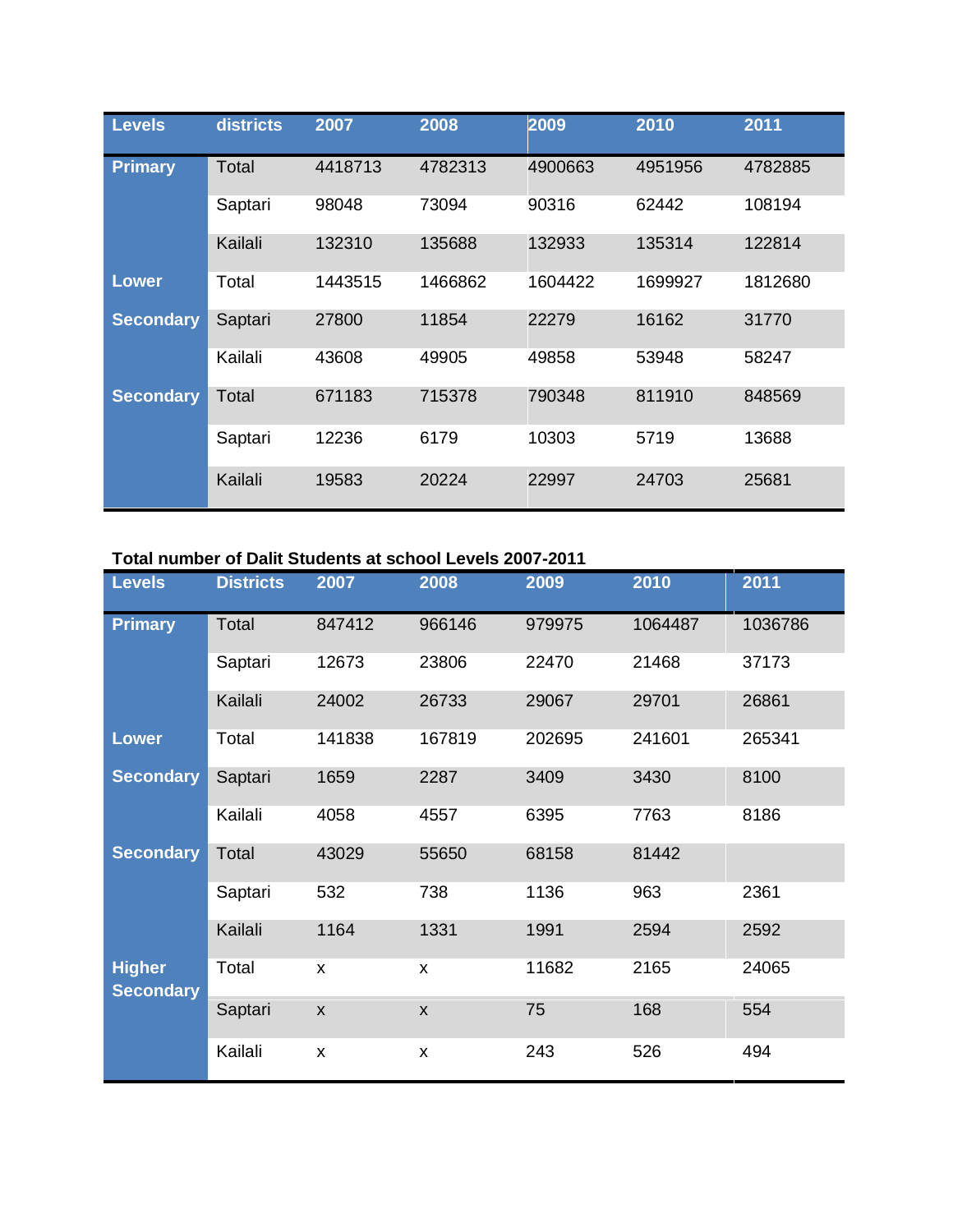| Levels | districts | 2007 | 2008 | 2009 | 2010 | 2011 |
|---|---|---|---|---|---|---|
| Primary | Total | 4418713 | 4782313 | 4900663 | 4951956 | 4782885 |
| | Saptari | 98048 | 73094 | 90316 | 62442 | 108194 |
| | Kailali | 132310 | 135688 | 132933 | 135314 | 122814 |
| Lower Secondary | Total | 1443515 | 1466862 | 1604422 | 1699927 | 1812680 |
| | Saptari | 27800 | 11854 | 22279 | 16162 | 31770 |
| | Kailali | 43608 | 49905 | 49858 | 53948 | 58247 |
| Secondary | Total | 671183 | 715378 | 790348 | 811910 | 848569 |
| | Saptari | 12236 | 6179 | 10303 | 5719 | 13688 |
| | Kailali | 19583 | 20224 | 22997 | 24703 | 25681 |

**Total number of Dalit Students at school Levels 2007-2011**

| Levels | Districts | 2007 | 2008 | 2009 | 2010 | 2011 |
|---|---|---|---|---|---|---|
| Primary | Total | 847412 | 966146 | 979975 | 1064487 | 1036786 |
| | Saptari | 12673 | 23806 | 22470 | 21468 | 37173 |
| | Kailali | 24002 | 26733 | 29067 | 29701 | 26861 |
| Lower Secondary | Total | 141838 | 167819 | 202695 | 241601 | 265341 |
| | Saptari | 1659 | 2287 | 3409 | 3430 | 8100 |
| | Kailali | 4058 | 4557 | 6395 | 7763 | 8186 |
| Secondary | Total | 43029 | 55650 | 68158 | 81442 | |
| | Saptari | 532 | 738 | 1136 | 963 | 2361 |
| | Kailali | 1164 | 1331 | 1991 | 2594 | 2592 |
| Higher Secondary | Total | x | x | 11682 | 2165 | 24065 |
| | Saptari | x | x | 75 | 168 | 554 |
| | Kailali | x | x | 243 | 526 | 494 |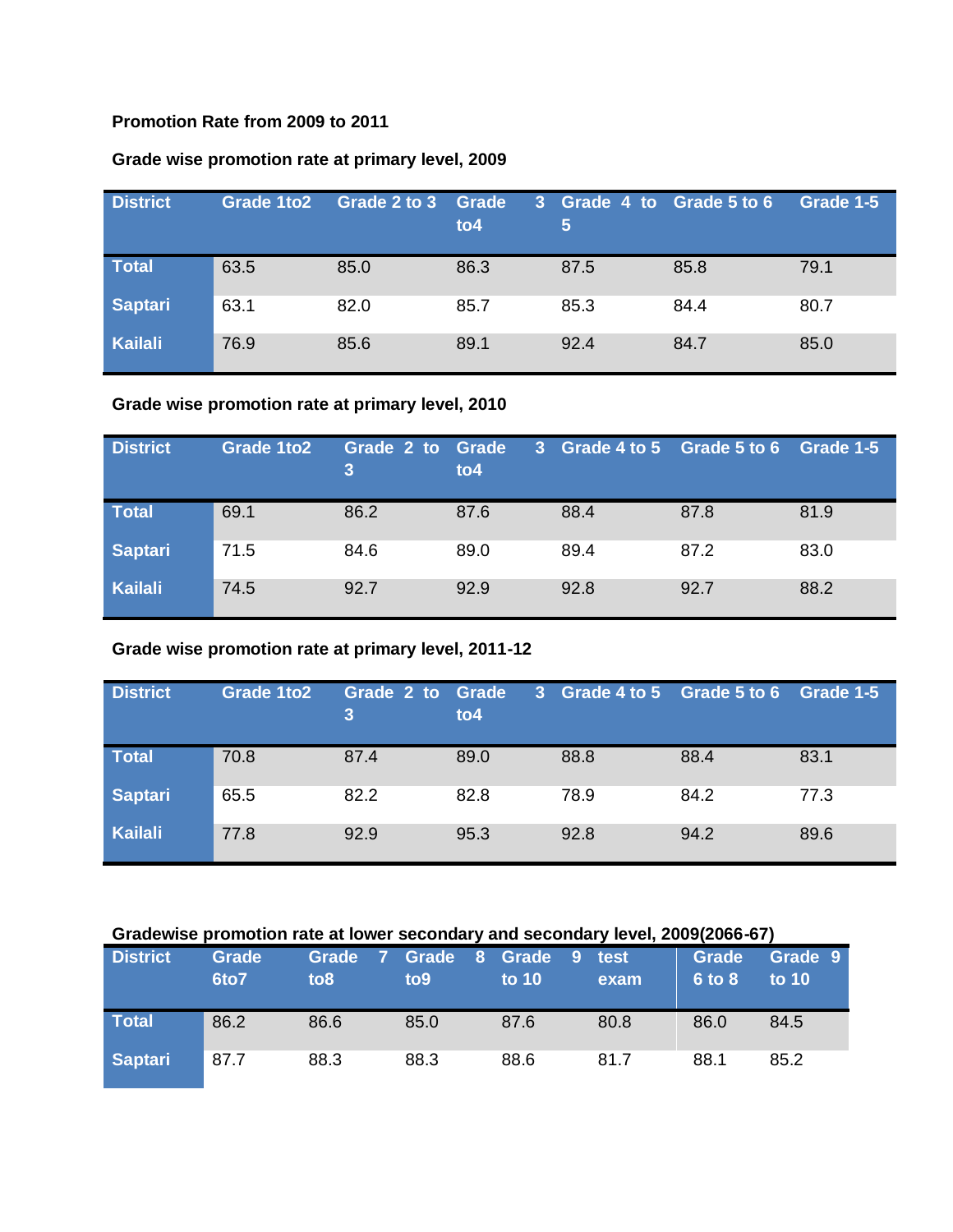**Promotion Rate from 2009 to 2011**

**Grade wise promotion rate at primary level, 2009**

| District | Grade 1to2 | Grade 2 to 3 | Grade 3 to4 | Grade 4 to 5 | Grade 5 to 6 | Grade 1-5 |
|---|---|---|---|---|---|---|
| Total | 63.5 | 85.0 | 86.3 | 87.5 | 85.8 | 79.1 |
| Saptari | 63.1 | 82.0 | 85.7 | 85.3 | 84.4 | 80.7 |
| Kailali | 76.9 | 85.6 | 89.1 | 92.4 | 84.7 | 85.0 |

**Grade wise promotion rate at primary level, 2010**

| District | Grade 1to2 | Grade 2 to 3 | Grade 3 to4 | Grade 4 to 5 | Grade 5 to 6 | Grade 1-5 |
|---|---|---|---|---|---|---|
| Total | 69.1 | 86.2 | 87.6 | 88.4 | 87.8 | 81.9 |
| Saptari | 71.5 | 84.6 | 89.0 | 89.4 | 87.2 | 83.0 |
| Kailali | 74.5 | 92.7 | 92.9 | 92.8 | 92.7 | 88.2 |

**Grade wise promotion rate at primary level, 2011-12**

| District | Grade 1to2 | Grade 2 to 3 | Grade 3 to4 | Grade 4 to 5 | Grade 5 to 6 | Grade 1-5 |
|---|---|---|---|---|---|---|
| Total | 70.8 | 87.4 | 89.0 | 88.8 | 88.4 | 83.1 |
| Saptari | 65.5 | 82.2 | 82.8 | 78.9 | 84.2 | 77.3 |
| Kailali | 77.8 | 92.9 | 95.3 | 92.8 | 94.2 | 89.6 |

**Gradewise promotion rate at lower secondary and secondary level, 2009(2066-67)**

| District | Grade 6to7 | Grade 7 to8 | Grade 8 to9 | Grade 9 to 10 | test exam | Grade 6 to 8 | Grade 9 to 10 |
|---|---|---|---|---|---|---|---|
| Total | 86.2 | 86.6 | 85.0 | 87.6 | 80.8 | 86.0 | 84.5 |
| Saptari | 87.7 | 88.3 | 88.3 | 88.6 | 81.7 | 88.1 | 85.2 |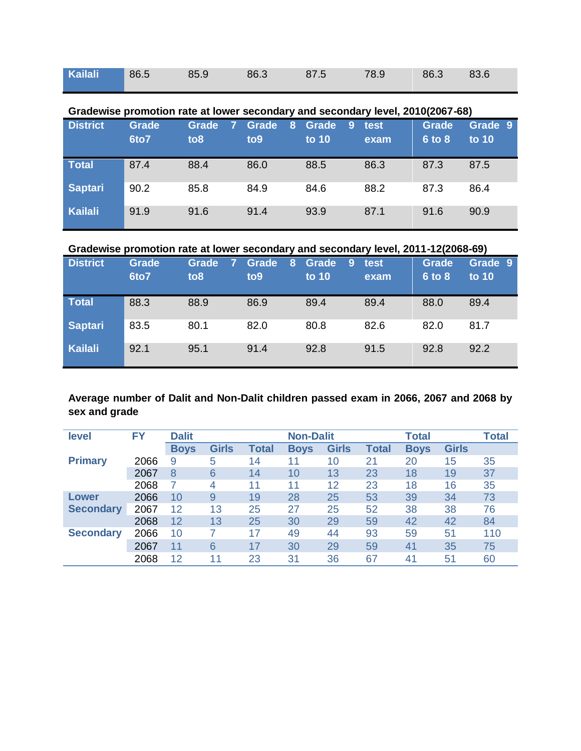| Kailali | 86.5 | 85.9 | 86.3 | 87.5 | 78.9 | 86.3 | 83.6 |
|---|---|---|---|---|---|---|---|

**Gradewise promotion rate at lower secondary and secondary level, 2010(2067-68)**

| District | Grade 6to7 | Grade 7 to8 | Grade 8 to9 | Grade 9 to 10 | test exam | Grade 6 to 8 | Grade 9 to 10 |
|---|---|---|---|---|---|---|---|
| Total | 87.4 | 88.4 | 86.0 | 88.5 | 86.3 | 87.3 | 87.5 |
| Saptari | 90.2 | 85.8 | 84.9 | 84.6 | 88.2 | 87.3 | 86.4 |
| Kailali | 91.9 | 91.6 | 91.4 | 93.9 | 87.1 | 91.6 | 90.9 |

**Gradewise promotion rate at lower secondary and secondary level, 2011-12(2068-69)**

| District | Grade 6to7 | Grade 7 to8 | Grade 8 to9 | Grade 9 to 10 | test exam | Grade 6 to 8 | Grade 9 to 10 |
|---|---|---|---|---|---|---|---|
| Total | 88.3 | 88.9 | 86.9 | 89.4 | 89.4 | 88.0 | 89.4 |
| Saptari | 83.5 | 80.1 | 82.0 | 80.8 | 82.6 | 82.0 | 81.7 |
| Kailali | 92.1 | 95.1 | 91.4 | 92.8 | 91.5 | 92.8 | 92.2 |

**Average number of Dalit and Non-Dalit children passed exam in 2066, 2067 and 2068 by sex and grade**

| level | FY | Dalit | | | Non-Dalit | | | Total | | Total |
|---|---|---|---|---|---|---|---|---|---|---|
| | | Boys | Girls | Total | Boys | Girls | Total | Boys | Girls | |
| Primary | 2066 | 9 | 5 | 14 | 11 | 10 | 21 | 20 | 15 | 35 |
| | 2067 | 8 | 6 | 14 | 10 | 13 | 23 | 18 | 19 | 37 |
| | 2068 | 7 | 4 | 11 | 11 | 12 | 23 | 18 | 16 | 35 |
| Lower Secondary | 2066 | 10 | 9 | 19 | 28 | 25 | 53 | 39 | 34 | 73 |
| | 2067 | 12 | 13 | 25 | 27 | 25 | 52 | 38 | 38 | 76 |
| | 2068 | 12 | 13 | 25 | 30 | 29 | 59 | 42 | 42 | 84 |
| Secondary | 2066 | 10 | 7 | 17 | 49 | 44 | 93 | 59 | 51 | 110 |
| | 2067 | 11 | 6 | 17 | 30 | 29 | 59 | 41 | 35 | 75 |
| | 2068 | 12 | 11 | 23 | 31 | 36 | 67 | 41 | 51 | 60 |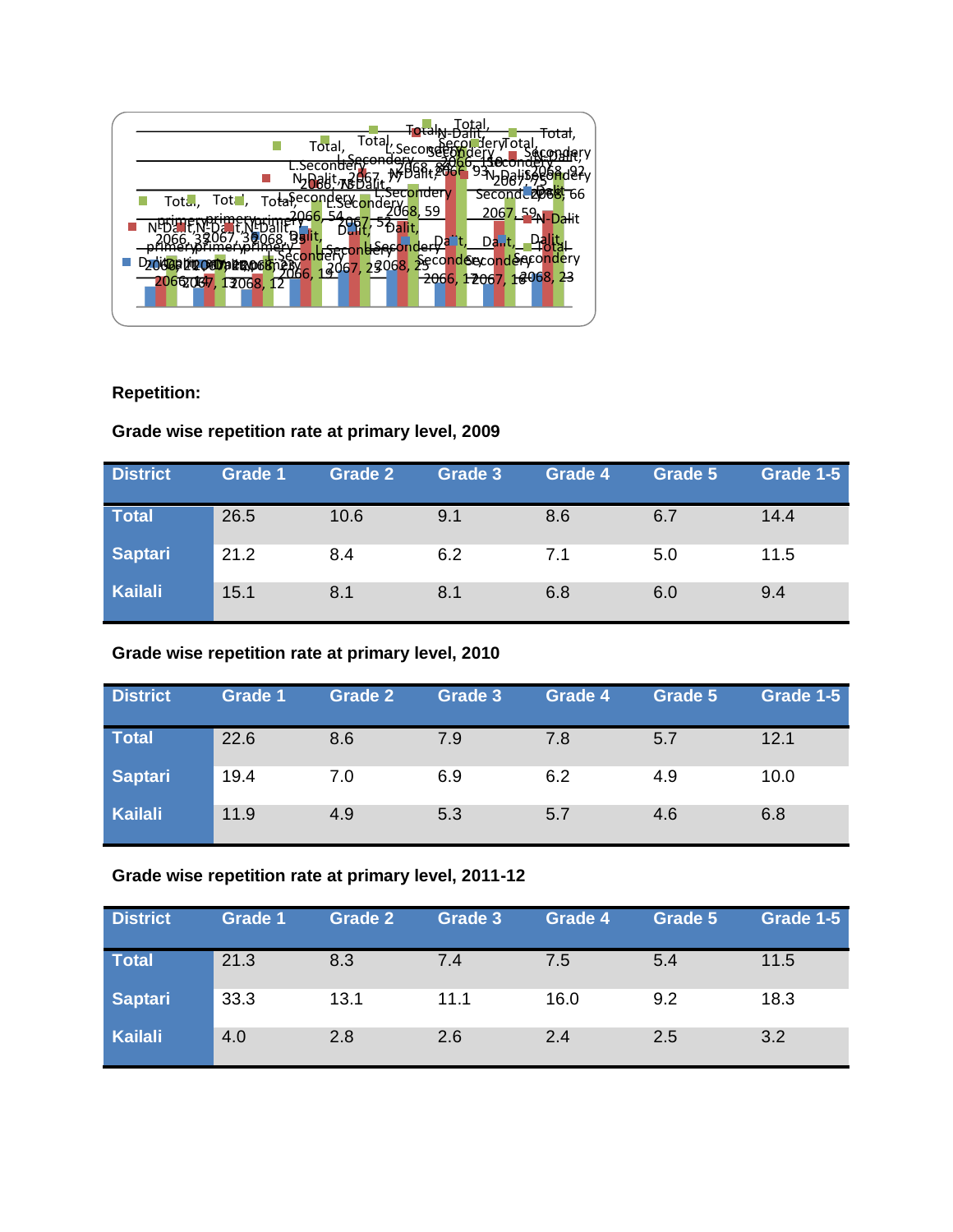**Repetition:**

**Grade wise repetition rate at primary level, 2009**

| District | Grade 1 | Grade 2 | Grade 3 | Grade 4 | Grade 5 | Grade 1-5 |
|---|---|---|---|---|---|---|
| Total | 26.5 | 10.6 | 9.1 | 8.6 | 6.7 | 14.4 |
| Saptari | 21.2 | 8.4 | 6.2 | 7.1 | 5.0 | 11.5 |
| Kailali | 15.1 | 8.1 | 8.1 | 6.8 | 6.0 | 9.4 |

**Grade wise repetition rate at primary level, 2010**

| District | Grade 1 | Grade 2 | Grade 3 | Grade 4 | Grade 5 | Grade 1-5 |
|---|---|---|---|---|---|---|
| Total | 22.6 | 8.6 | 7.9 | 7.8 | 5.7 | 12.1 |
| Saptari | 19.4 | 7.0 | 6.9 | 6.2 | 4.9 | 10.0 |
| Kailali | 11.9 | 4.9 | 5.3 | 5.7 | 4.6 | 6.8 |

**Grade wise repetition rate at primary level, 2011-12**

| District | Grade 1 | Grade 2 | Grade 3 | Grade 4 | Grade 5 | Grade 1-5 |
|---|---|---|---|---|---|---|
| Total | 21.3 | 8.3 | 7.4 | 7.5 | 5.4 | 11.5 |
| Saptari | 33.3 | 13.1 | 11.1 | 16.0 | 9.2 | 18.3 |
| Kailali | 4.0 | 2.8 | 2.6 | 2.4 | 2.5 | 3.2 |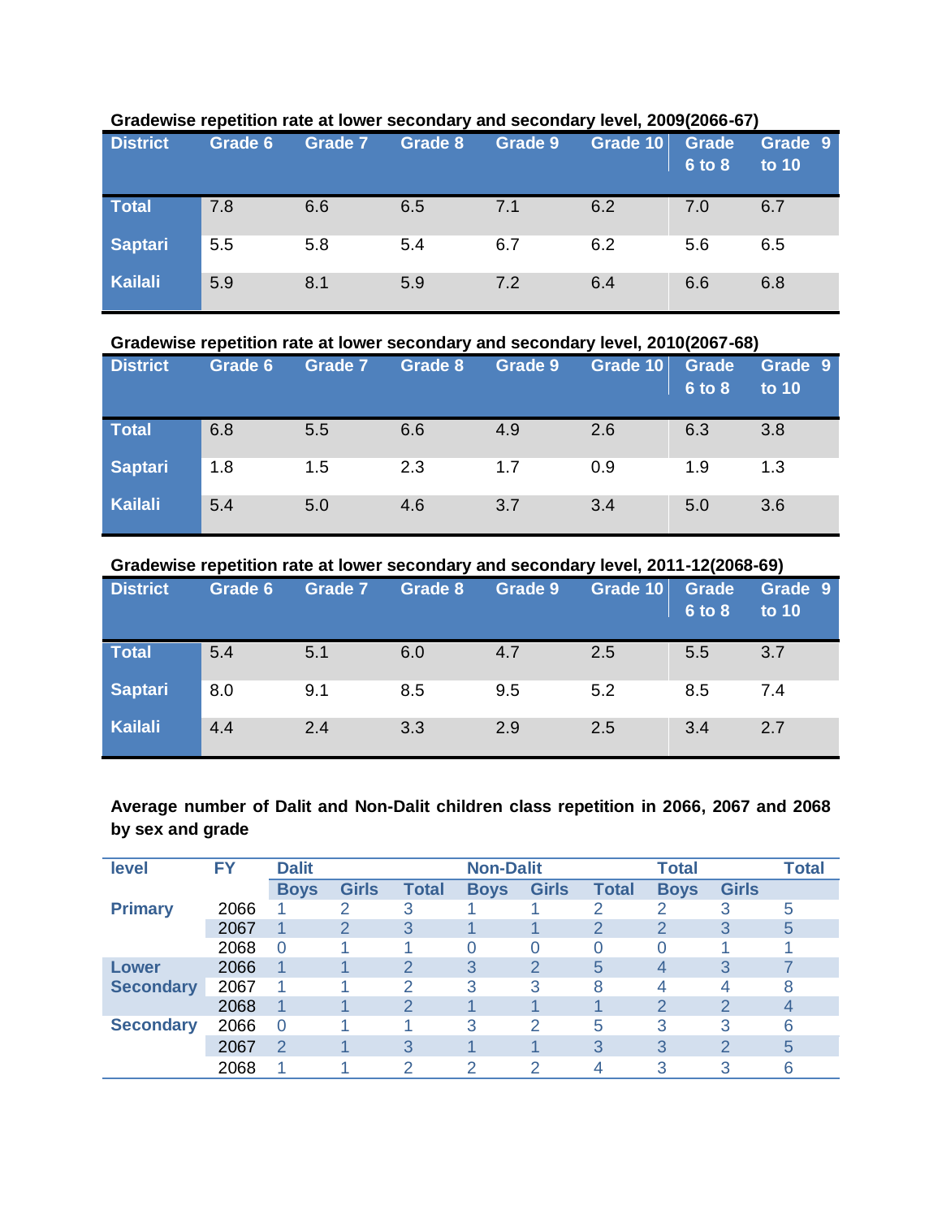**Gradewise repetition rate at lower secondary and secondary level, 2009(2066-67)**

| District | Grade 6 | Grade 7 | Grade 8 | Grade 9 | Grade 10 | Grade 6 to 8 | Grade 9 to 10 |
|---|---|---|---|---|---|---|---|
| Total | 7.8 | 6.6 | 6.5 | 7.1 | 6.2 | 7.0 | 6.7 |
| Saptari | 5.5 | 5.8 | 5.4 | 6.7 | 6.2 | 5.6 | 6.5 |
| Kailali | 5.9 | 8.1 | 5.9 | 7.2 | 6.4 | 6.6 | 6.8 |

**Gradewise repetition rate at lower secondary and secondary level, 2010(2067-68)**

| District | Grade 6 | Grade 7 | Grade 8 | Grade 9 | Grade 10 | Grade 6 to 8 | Grade 9 to 10 |
|---|---|---|---|---|---|---|---|
| Total | 6.8 | 5.5 | 6.6 | 4.9 | 2.6 | 6.3 | 3.8 |
| Saptari | 1.8 | 1.5 | 2.3 | 1.7 | 0.9 | 1.9 | 1.3 |
| Kailali | 5.4 | 5.0 | 4.6 | 3.7 | 3.4 | 5.0 | 3.6 |

**Gradewise repetition rate at lower secondary and secondary level, 2011-12(2068-69)**

| District | Grade 6 | Grade 7 | Grade 8 | Grade 9 | Grade 10 | Grade 6 to 8 | Grade 9 to 10 |
|---|---|---|---|---|---|---|---|
| Total | 5.4 | 5.1 | 6.0 | 4.7 | 2.5 | 5.5 | 3.7 |
| Saptari | 8.0 | 9.1 | 8.5 | 9.5 | 5.2 | 8.5 | 7.4 |
| Kailali | 4.4 | 2.4 | 3.3 | 2.9 | 2.5 | 3.4 | 2.7 |

**Average number of Dalit and Non-Dalit children class repetition in 2066, 2067 and 2068 by sex and grade**

| level | FY | Dalit | | | Non-Dalit | | | Total | | Total |
|---|---|---|---|---|---|---|---|---|---|---|
| | | Boys | Girls | Total | Boys | Girls | Total | Boys | Girls | |
| Primary | 2066 | 1 | 2 | 3 | 1 | 1 | 2 | 2 | 3 | 5 |
| | 2067 | 1 | 2 | 3 | 1 | 1 | 2 | 2 | 3 | 5 |
| | 2068 | 0 | 1 | 1 | 0 | 0 | 0 | 0 | 1 | 1 |
| Lower Secondary | 2066 | 1 | 1 | 2 | 3 | 2 | 5 | 4 | 3 | 7 |
| | 2067 | 1 | 1 | 2 | 3 | 3 | 8 | 4 | 4 | 8 |
| | 2068 | 1 | 1 | 2 | 1 | 1 | 1 | 2 | 2 | 4 |
| Secondary | 2066 | 0 | 1 | 1 | 3 | 2 | 5 | 3 | 3 | 6 |
| | 2067 | 2 | 1 | 3 | 1 | 1 | 3 | 3 | 2 | 5 |
| | 2068 | 1 | 1 | 2 | 2 | 2 | 4 | 3 | 3 | 6 |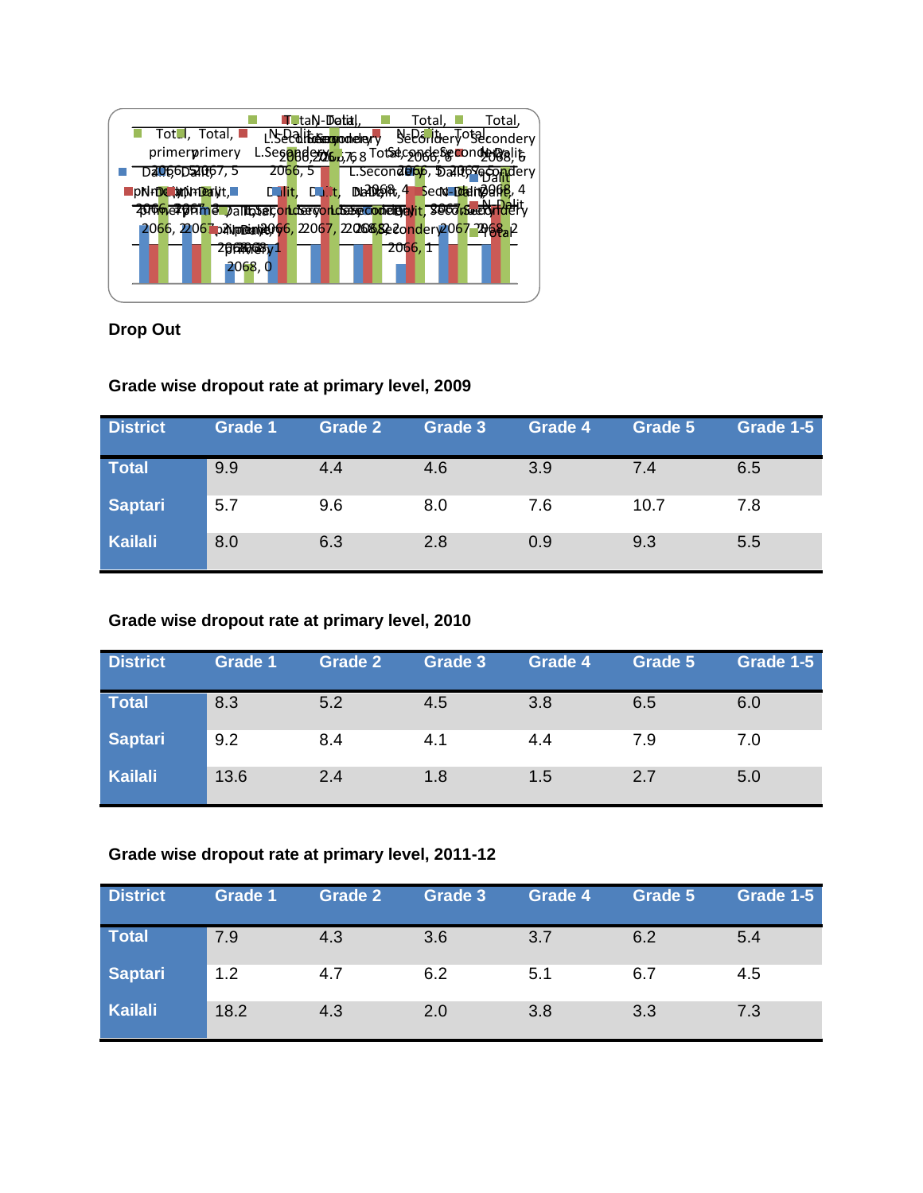**Drop Out**

**Grade wise dropout rate at primary level, 2009**

| District | Grade 1 | Grade 2 | Grade 3 | Grade 4 | Grade 5 | Grade 1-5 |
|---|---|---|---|---|---|---|
| Total | 9.9 | 4.4 | 4.6 | 3.9 | 7.4 | 6.5 |
| Saptari | 5.7 | 9.6 | 8.0 | 7.6 | 10.7 | 7.8 |
| Kailali | 8.0 | 6.3 | 2.8 | 0.9 | 9.3 | 5.5 |

**Grade wise dropout rate at primary level, 2010**

| District | Grade 1 | Grade 2 | Grade 3 | Grade 4 | Grade 5 | Grade 1-5 |
|---|---|---|---|---|---|---|
| Total | 8.3 | 5.2 | 4.5 | 3.8 | 6.5 | 6.0 |
| Saptari | 9.2 | 8.4 | 4.1 | 4.4 | 7.9 | 7.0 |
| Kailali | 13.6 | 2.4 | 1.8 | 1.5 | 2.7 | 5.0 |

**Grade wise dropout rate at primary level, 2011-12**

| District | Grade 1 | Grade 2 | Grade 3 | Grade 4 | Grade 5 | Grade 1-5 |
|---|---|---|---|---|---|---|
| Total | 7.9 | 4.3 | 3.6 | 3.7 | 6.2 | 5.4 |
| Saptari | 1.2 | 4.7 | 6.2 | 5.1 | 6.7 | 4.5 |
| Kailali | 18.2 | 4.3 | 2.0 | 3.8 | 3.3 | 7.3 |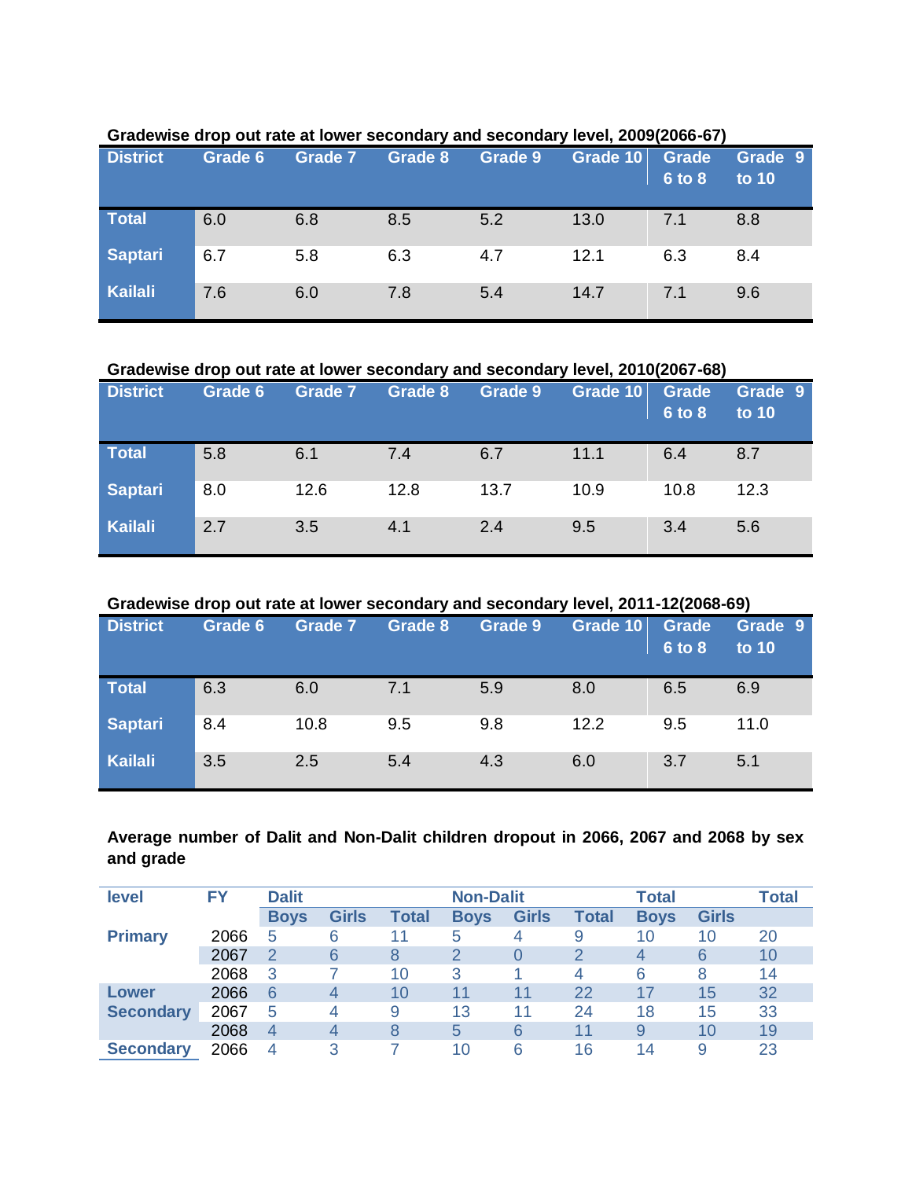**Gradewise drop out rate at lower secondary and secondary level, 2009(2066-67)**

| District | Grade 6 | Grade 7 | Grade 8 | Grade 9 | Grade 10 | Grade 6 to 8 | Grade 9 to 10 |
|---|---|---|---|---|---|---|---|
| Total | 6.0 | 6.8 | 8.5 | 5.2 | 13.0 | 7.1 | 8.8 |
| Saptari | 6.7 | 5.8 | 6.3 | 4.7 | 12.1 | 6.3 | 8.4 |
| Kailali | 7.6 | 6.0 | 7.8 | 5.4 | 14.7 | 7.1 | 9.6 |

**Gradewise drop out rate at lower secondary and secondary level, 2010(2067-68)**

| District | Grade 6 | Grade 7 | Grade 8 | Grade 9 | Grade 10 | Grade 6 to 8 | Grade 9 to 10 |
|---|---|---|---|---|---|---|---|
| Total | 5.8 | 6.1 | 7.4 | 6.7 | 11.1 | 6.4 | 8.7 |
| Saptari | 8.0 | 12.6 | 12.8 | 13.7 | 10.9 | 10.8 | 12.3 |
| Kailali | 2.7 | 3.5 | 4.1 | 2.4 | 9.5 | 3.4 | 5.6 |

**Gradewise drop out rate at lower secondary and secondary level, 2011-12(2068-69)**

| District | Grade 6 | Grade 7 | Grade 8 | Grade 9 | Grade 10 | Grade 6 to 8 | Grade 9 to 10 |
|---|---|---|---|---|---|---|---|
| Total | 6.3 | 6.0 | 7.1 | 5.9 | 8.0 | 6.5 | 6.9 |
| Saptari | 8.4 | 10.8 | 9.5 | 9.8 | 12.2 | 9.5 | 11.0 |
| Kailali | 3.5 | 2.5 | 5.4 | 4.3 | 6.0 | 3.7 | 5.1 |

**Average number of Dalit and Non-Dalit children dropout in 2066, 2067 and 2068 by sex and grade**

| level | FY | Dalit | | | Non-Dalit | | | Total | | Total |
|---|---|---|---|---|---|---|---|---|---|---|
| | | Boys | Girls | Total | Boys | Girls | Total | Boys | Girls | |
| Primary | 2066 | 5 | 6 | 11 | 5 | 4 | 9 | 10 | 10 | 20 |
| | 2067 | 2 | 6 | 8 | 2 | 0 | 2 | 4 | 6 | 10 |
| | 2068 | 3 | 7 | 10 | 3 | 1 | 4 | 6 | 8 | 14 |
| Lower Secondary | 2066 | 6 | 4 | 10 | 11 | 11 | 22 | 17 | 15 | 32 |
| | 2067 | 5 | 4 | 9 | 13 | 11 | 24 | 18 | 15 | 33 |
| | 2068 | 4 | 4 | 8 | 5 | 6 | 11 | 9 | 10 | 19 |
| Secondary | 2066 | 4 | 3 | 7 | 10 | 6 | 16 | 14 | 9 | 23 |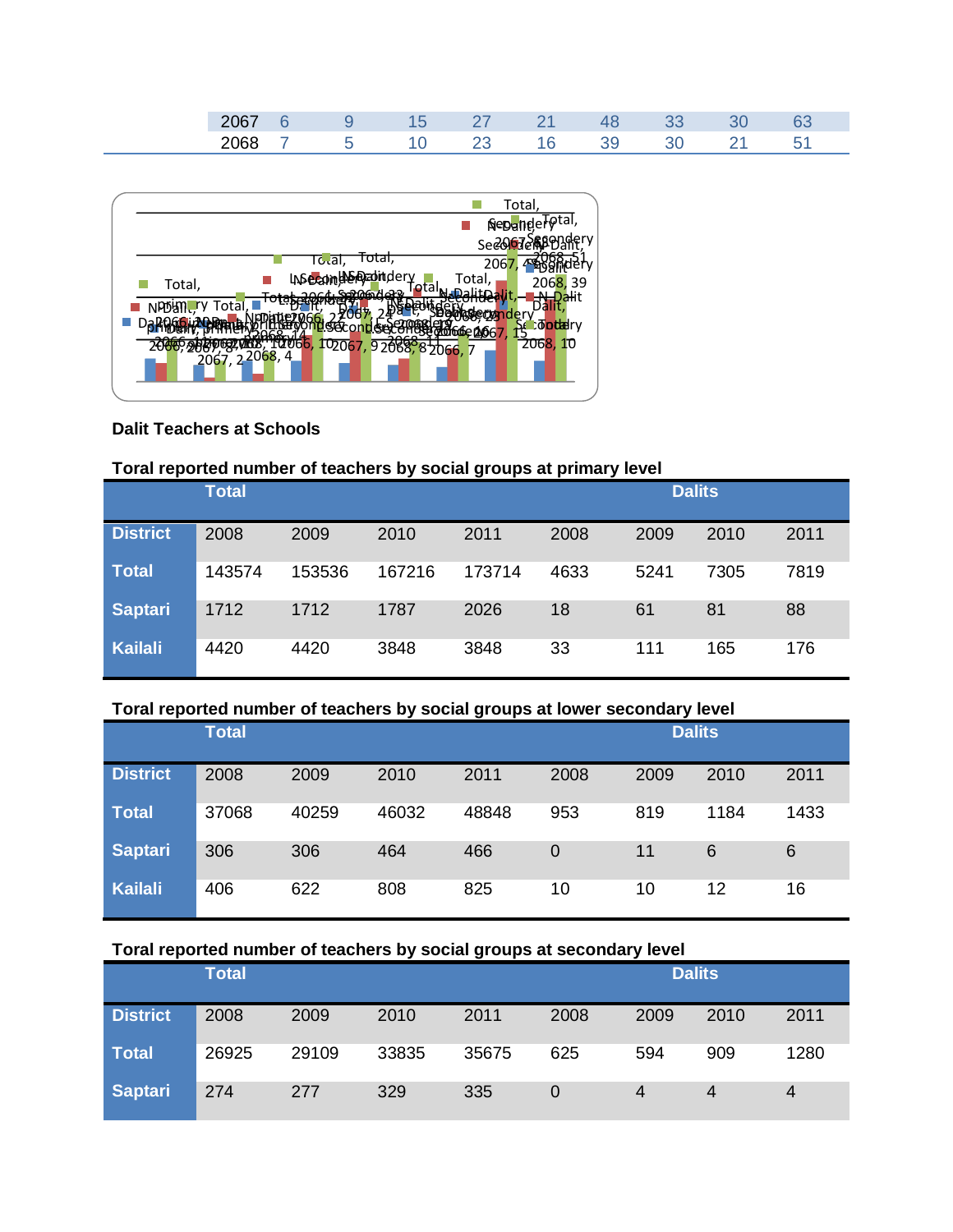| 2067 | 6 | 9 | 15 | 27 | 21 | 48 | 33 | 30 | 63 |
|---|---|---|---|---|---|---|---|---|---|
| 2068 | 7 | 5 | 10 | 23 | 16 | 39 | 30 | 21 | 51 |

**Dalit Teachers at Schools**

**Toral reported number of teachers by social groups at primary level**

| | Total | | | | Dalits | | | |
|---|---|---|---|---|---|---|---|---|
| **District** | 2008 | 2009 | 2010 | 2011 | 2008 | 2009 | 2010 | 2011 |
| **Total** | 143574 | 153536 | 167216 | 173714 | 4633 | 5241 | 7305 | 7819 |
| **Saptari** | 1712 | 1712 | 1787 | 2026 | 18 | 61 | 81 | 88 |
| **Kailali** | 4420 | 4420 | 3848 | 3848 | 33 | 111 | 165 | 176 |

**Toral reported number of teachers by social groups at lower secondary level**

| | Total | | | | Dalits | | | |
|---|---|---|---|---|---|---|---|---|
| **District** | 2008 | 2009 | 2010 | 2011 | 2008 | 2009 | 2010 | 2011 |
| **Total** | 37068 | 40259 | 46032 | 48848 | 953 | 819 | 1184 | 1433 |
| **Saptari** | 306 | 306 | 464 | 466 | 0 | 11 | 6 | 6 |
| **Kailali** | 406 | 622 | 808 | 825 | 10 | 10 | 12 | 16 |

**Toral reported number of teachers by social groups at secondary level**

| | Total | | | | Dalits | | | |
|---|---|---|---|---|---|---|---|---|
| **District** | 2008 | 2009 | 2010 | 2011 | 2008 | 2009 | 2010 | 2011 |
| **Total** | 26925 | 29109 | 33835 | 35675 | 625 | 594 | 909 | 1280 |
| **Saptari** | 274 | 277 | 329 | 335 | 0 | 4 | 4 | 4 |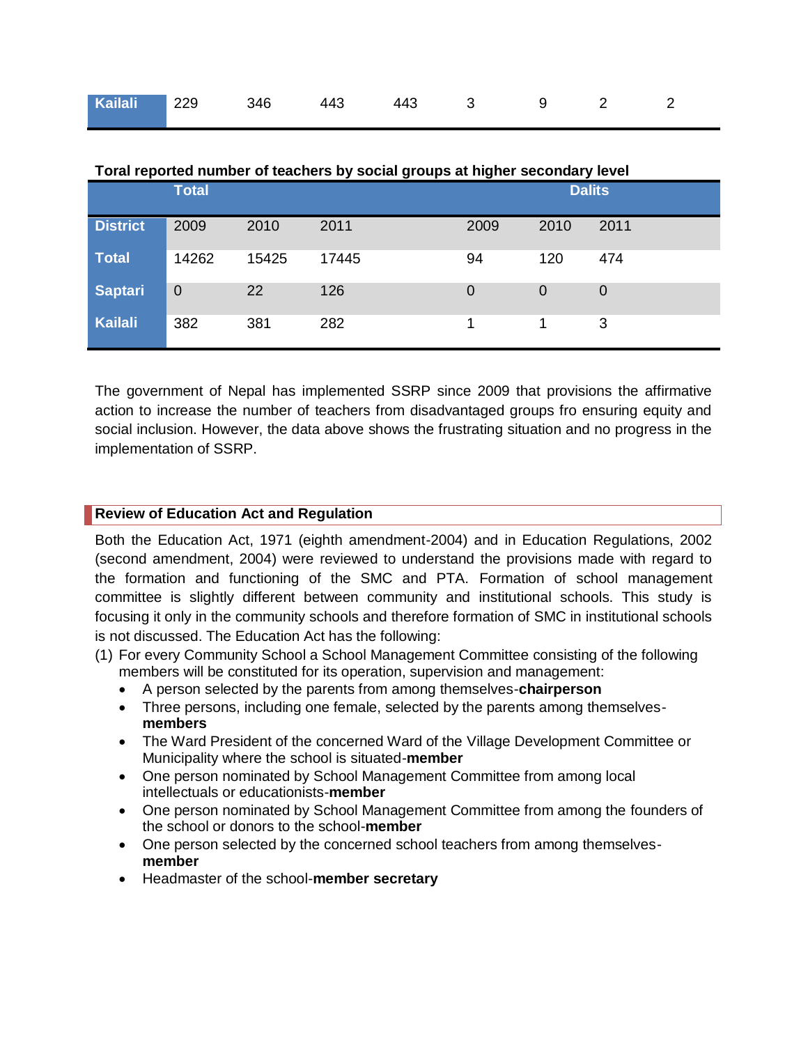| Kailali | 229 | 346 | 443 | 443 | 3 | 9 | 2 | 2 |
|---|---|---|---|---|---|---|---|---|

**Toral reported number of teachers by social groups at higher secondary level**

| | Total | | | Dalits | | |
|---|---|---|---|---|---|---|
| **District** | 2009 | 2010 | 2011 | 2009 | 2010 | 2011 |
| **Total** | 14262 | 15425 | 17445 | 94 | 120 | 474 |
| **Saptari** | 0 | 22 | 126 | 0 | 0 | 0 |
| **Kailali** | 382 | 381 | 282 | 1 | 1 | 3 |

The government of Nepal has implemented SSRP since 2009 that provisions the affirmative action to increase the number of teachers from disadvantaged groups fro ensuring equity and social inclusion. However, the data above shows the frustrating situation and no progress in the implementation of SSRP.

## Review of Education Act and Regulation

Both the Education Act, 1971 (eighth amendment-2004) and in Education Regulations, 2002 (second amendment, 2004) were reviewed to understand the provisions made with regard to the formation and functioning of the SMC and PTA. Formation of school management committee is slightly different between community and institutional schools. This study is focusing it only in the community schools and therefore formation of SMC in institutional schools is not discussed. The Education Act has the following:

(1) For every Community School a School Management Committee consisting of the following members will be constituted for its operation, supervision and management:

- A person selected by the parents from among themselves-**chairperson**
- Three persons, including one female, selected by the parents among themselves-**members**
- The Ward President of the concerned Ward of the Village Development Committee or Municipality where the school is situated-**member**
- One person nominated by School Management Committee from among local intellectuals or educationists-**member**
- One person nominated by School Management Committee from among the founders of the school or donors to the school-**member**
- One person selected by the concerned school teachers from among themselves-**member**
- Headmaster of the school-**member secretary**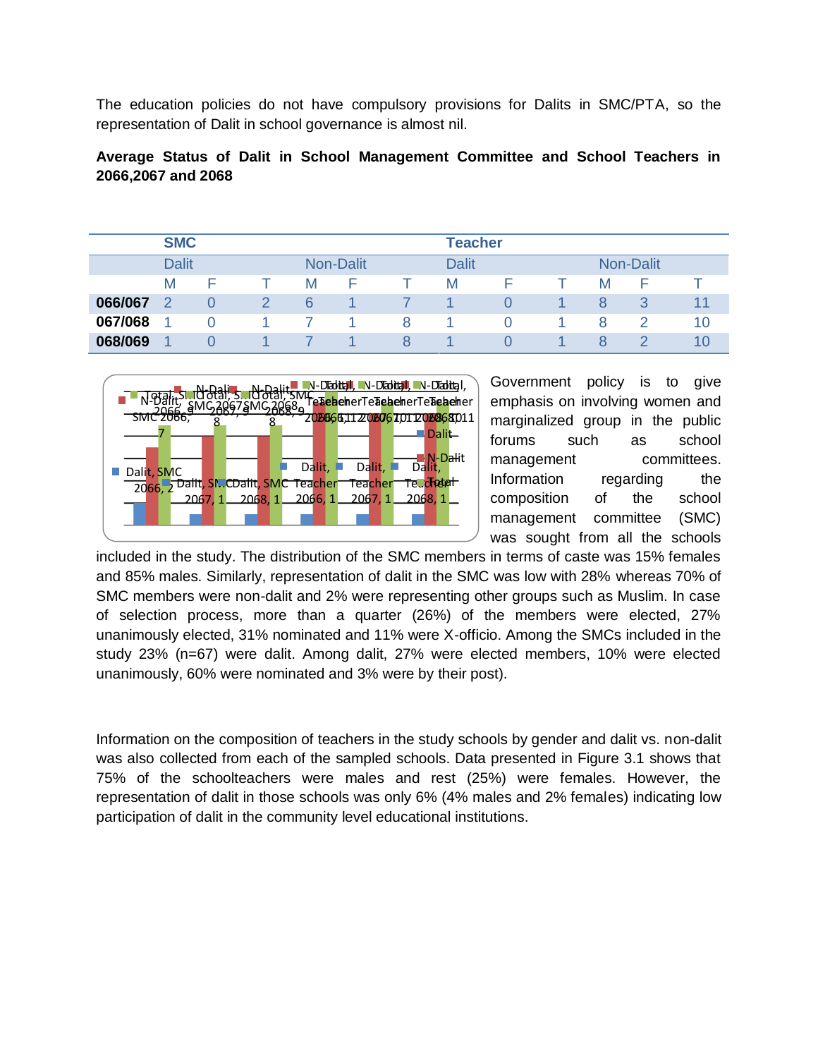The education policies do not have compulsory provisions for Dalits in SMC/PTA, so the representation of Dalit in school governance is almost nil.

**Average Status of Dalit in School Management Committee and School Teachers in 2066,2067 and 2068**

| | SMC | | | | | | Teacher | | | | | |
|---|---|---|---|---|---|---|---|---|---|---|---|---|
| | Dalit | | | Non-Dalit | | | Dalit | | | Non-Dalit | | |
| | M | F | T | M | F | T | M | F | T | M | F | T |
| **066/067** | 2 | 0 | 2 | 6 | 1 | 7 | 1 | 0 | 1 | 8 | 3 | 11 |
| **067/068** | 1 | 0 | 1 | 7 | 1 | 8 | 1 | 0 | 1 | 8 | 2 | 10 |
| **068/069** | 1 | 0 | 1 | 7 | 1 | 8 | 1 | 0 | 1 | 8 | 2 | 10 |

Government policy is to give emphasis on involving women and marginalized group in the public forums such as school management committees. Information regarding the composition of the school management committee (SMC) was sought from all the schools included in the study. The distribution of the SMC members in terms of caste was 15% females and 85% males. Similarly, representation of dalit in the SMC was low with 28% whereas 70% of SMC members were non-dalit and 2% were representing other groups such as Muslim. In case of selection process, more than a quarter (26%) of the members were elected, 27% unanimously elected, 31% nominated and 11% were X-officio. Among the SMCs included in the study 23% (n=67) were dalit. Among dalit, 27% were elected members, 10% were elected unanimously, 60% were nominated and 3% were by their post).

Information on the composition of teachers in the study schools by gender and dalit vs. non-dalit was also collected from each of the sampled schools. Data presented in Figure 3.1 shows that 75% of the schoolteachers were males and rest (25%) were females. However, the representation of dalit in those schools was only 6% (4% males and 2% females) indicating low participation of dalit in the community level educational institutions.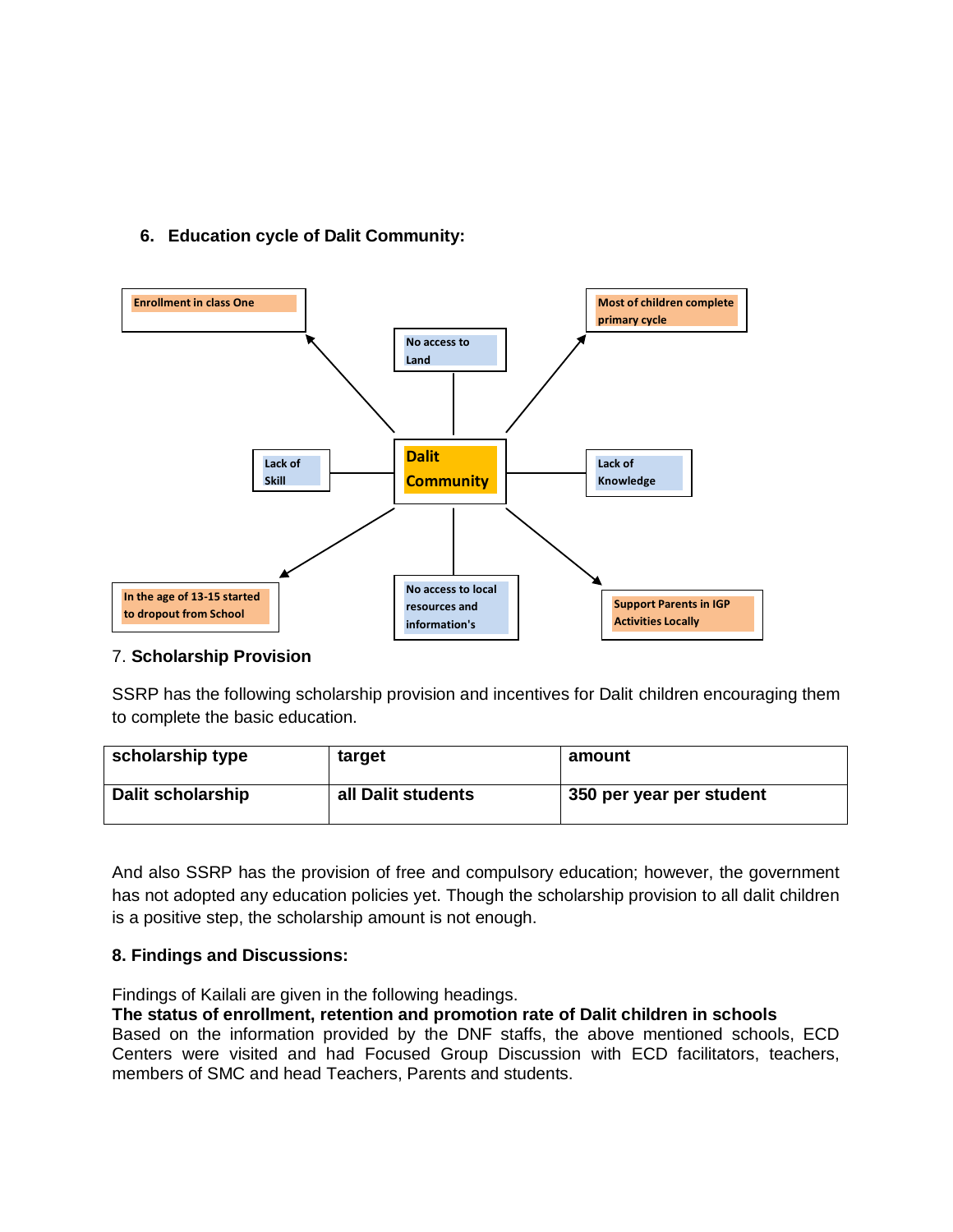## 6. Education cycle of Dalit Community:

Enrollment in class One

No access to Land

Most of children complete primary cycle

Lack of Skill

Dalit Community

Lack of Knowledge

In the age of 13-15 started to dropout from School

No access to local resources and information's

Support Parents in IGP Activities Locally

## 7. Scholarship Provision

SSRP has the following scholarship provision and incentives for Dalit children encouraging them to complete the basic education.

| scholarship type | target | amount |
|---|---|---|
| Dalit scholarship | all Dalit students | 350 per year per student |

And also SSRP has the provision of free and compulsory education; however, the government has not adopted any education policies yet. Though the scholarship provision to all dalit children is a positive step, the scholarship amount is not enough.

## 8. Findings and Discussions:

Findings of Kailali are given in the following headings.

**The status of enrollment, retention and promotion rate of Dalit children in schools**

Based on the information provided by the DNF staffs, the above mentioned schools, ECD Centers were visited and had Focused Group Discussion with ECD facilitators, teachers, members of SMC and head Teachers, Parents and students.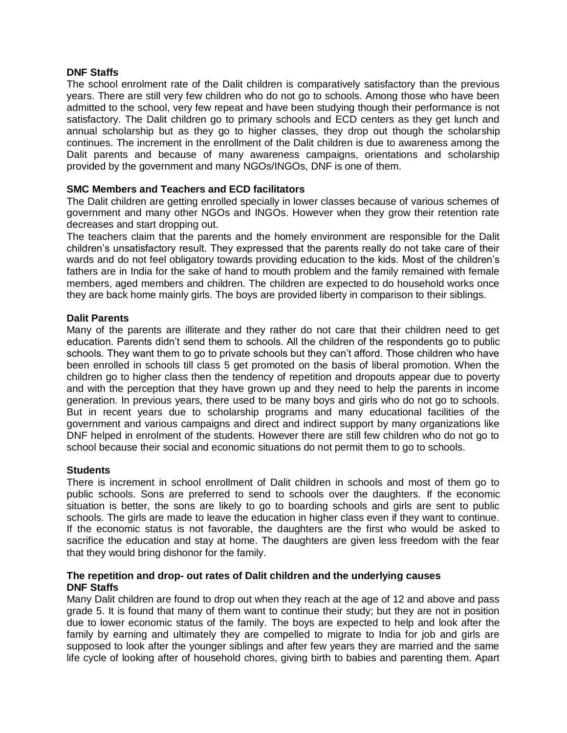**DNF Staffs**

The school enrolment rate of the Dalit children is comparatively satisfactory than the previous years. There are still very few children who do not go to schools. Among those who have been admitted to the school, very few repeat and have been studying though their performance is not satisfactory. The Dalit children go to primary schools and ECD centers as they get lunch and annual scholarship but as they go to higher classes, they drop out though the scholarship continues. The increment in the enrollment of the Dalit children is due to awareness among the Dalit parents and because of many awareness campaigns, orientations and scholarship provided by the government and many NGOs/INGOs, DNF is one of them.

**SMC Members and Teachers and ECD facilitators**

The Dalit children are getting enrolled specially in lower classes because of various schemes of government and many other NGOs and INGOs. However when they grow their retention rate decreases and start dropping out.

The teachers claim that the parents and the homely environment are responsible for the Dalit children's unsatisfactory result. They expressed that the parents really do not take care of their wards and do not feel obligatory towards providing education to the kids. Most of the children's fathers are in India for the sake of hand to mouth problem and the family remained with female members, aged members and children. The children are expected to do household works once they are back home mainly girls. The boys are provided liberty in comparison to their siblings.

**Dalit Parents**

Many of the parents are illiterate and they rather do not care that their children need to get education. Parents didn't send them to schools. All the children of the respondents go to public schools. They want them to go to private schools but they can't afford. Those children who have been enrolled in schools till class 5 get promoted on the basis of liberal promotion. When the children go to higher class then the tendency of repetition and dropouts appear due to poverty and with the perception that they have grown up and they need to help the parents in income generation. In previous years, there used to be many boys and girls who do not go to schools. But in recent years due to scholarship programs and many educational facilities of the government and various campaigns and direct and indirect support by many organizations like DNF helped in enrolment of the students. However there are still few children who do not go to school because their social and economic situations do not permit them to go to schools.

**Students**

There is increment in school enrollment of Dalit children in schools and most of them go to public schools. Sons are preferred to send to schools over the daughters. If the economic situation is better, the sons are likely to go to boarding schools and girls are sent to public schools. The girls are made to leave the education in higher class even if they want to continue. If the economic status is not favorable, the daughters are the first who would be asked to sacrifice the education and stay at home. The daughters are given less freedom with the fear that they would bring dishonor for the family.

**The repetition and drop- out rates of Dalit children and the underlying causes**

**DNF Staffs**

Many Dalit children are found to drop out when they reach at the age of 12 and above and pass grade 5. It is found that many of them want to continue their study; but they are not in position due to lower economic status of the family. The boys are expected to help and look after the family by earning and ultimately they are compelled to migrate to India for job and girls are supposed to look after the younger siblings and after few years they are married and the same life cycle of looking after of household chores, giving birth to babies and parenting them. Apart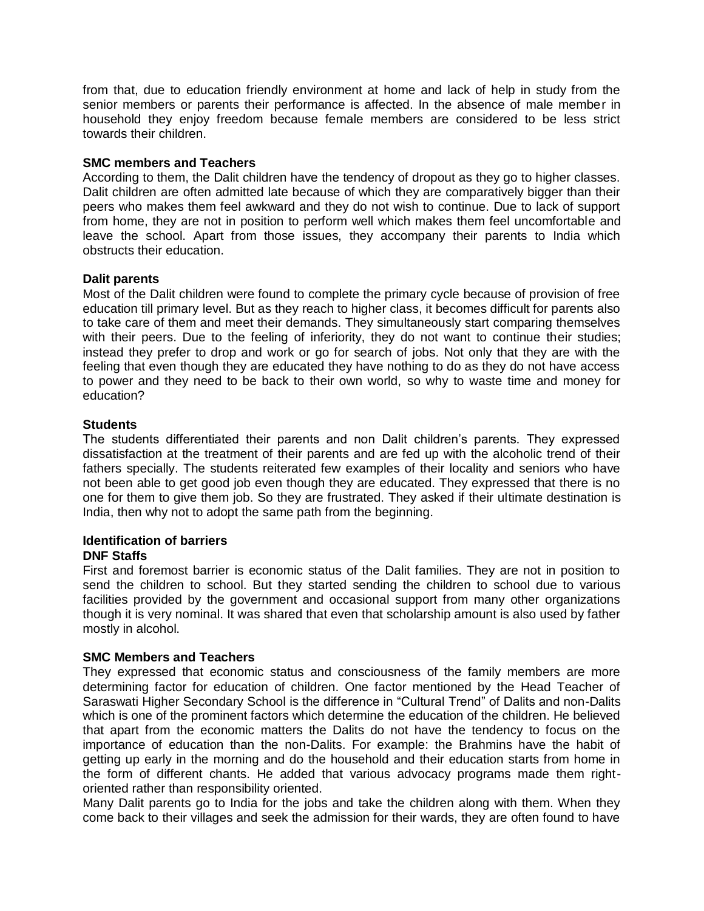from that, due to education friendly environment at home and lack of help in study from the senior members or parents their performance is affected. In the absence of male member in household they enjoy freedom because female members are considered to be less strict towards their children.

**SMC members and Teachers**

According to them, the Dalit children have the tendency of dropout as they go to higher classes. Dalit children are often admitted late because of which they are comparatively bigger than their peers who makes them feel awkward and they do not wish to continue. Due to lack of support from home, they are not in position to perform well which makes them feel uncomfortable and leave the school. Apart from those issues, they accompany their parents to India which obstructs their education.

**Dalit parents**

Most of the Dalit children were found to complete the primary cycle because of provision of free education till primary level. But as they reach to higher class, it becomes difficult for parents also to take care of them and meet their demands. They simultaneously start comparing themselves with their peers. Due to the feeling of inferiority, they do not want to continue their studies; instead they prefer to drop and work or go for search of jobs. Not only that they are with the feeling that even though they are educated they have nothing to do as they do not have access to power and they need to be back to their own world, so why to waste time and money for education?

**Students**

The students differentiated their parents and non Dalit children's parents. They expressed dissatisfaction at the treatment of their parents and are fed up with the alcoholic trend of their fathers specially. The students reiterated few examples of their locality and seniors who have not been able to get good job even though they are educated. They expressed that there is no one for them to give them job. So they are frustrated. They asked if their ultimate destination is India, then why not to adopt the same path from the beginning.

**Identification of barriers**

**DNF Staffs**

First and foremost barrier is economic status of the Dalit families. They are not in position to send the children to school. But they started sending the children to school due to various facilities provided by the government and occasional support from many other organizations though it is very nominal. It was shared that even that scholarship amount is also used by father mostly in alcohol.

**SMC Members and Teachers**

They expressed that economic status and consciousness of the family members are more determining factor for education of children. One factor mentioned by the Head Teacher of Saraswati Higher Secondary School is the difference in "Cultural Trend" of Dalits and non-Dalits which is one of the prominent factors which determine the education of the children. He believed that apart from the economic matters the Dalits do not have the tendency to focus on the importance of education than the non-Dalits. For example: the Brahmins have the habit of getting up early in the morning and do the household and their education starts from home in the form of different chants. He added that various advocacy programs made them right-oriented rather than responsibility oriented.

Many Dalit parents go to India for the jobs and take the children along with them. When they come back to their villages and seek the admission for their wards, they are often found to have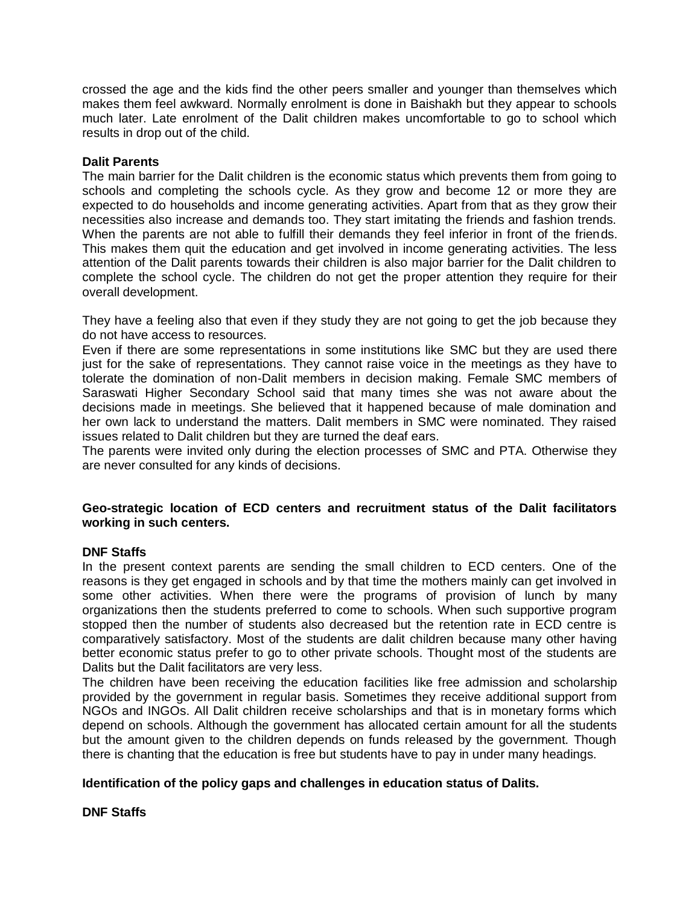crossed the age and the kids find the other peers smaller and younger than themselves which makes them feel awkward. Normally enrolment is done in Baishakh but they appear to schools much later. Late enrolment of the Dalit children makes uncomfortable to go to school which results in drop out of the child.

**Dalit Parents**

The main barrier for the Dalit children is the economic status which prevents them from going to schools and completing the schools cycle. As they grow and become 12 or more they are expected to do households and income generating activities. Apart from that as they grow their necessities also increase and demands too. They start imitating the friends and fashion trends. When the parents are not able to fulfill their demands they feel inferior in front of the friends. This makes them quit the education and get involved in income generating activities. The less attention of the Dalit parents towards their children is also major barrier for the Dalit children to complete the school cycle. The children do not get the proper attention they require for their overall development.

They have a feeling also that even if they study they are not going to get the job because they do not have access to resources.

Even if there are some representations in some institutions like SMC but they are used there just for the sake of representations. They cannot raise voice in the meetings as they have to tolerate the domination of non-Dalit members in decision making. Female SMC members of Saraswati Higher Secondary School said that many times she was not aware about the decisions made in meetings. She believed that it happened because of male domination and her own lack to understand the matters. Dalit members in SMC were nominated. They raised issues related to Dalit children but they are turned the deaf ears.

The parents were invited only during the election processes of SMC and PTA. Otherwise they are never consulted for any kinds of decisions.

**Geo-strategic location of ECD centers and recruitment status of the Dalit facilitators working in such centers.**

**DNF Staffs**

In the present context parents are sending the small children to ECD centers. One of the reasons is they get engaged in schools and by that time the mothers mainly can get involved in some other activities. When there were the programs of provision of lunch by many organizations then the students preferred to come to schools. When such supportive program stopped then the number of students also decreased but the retention rate in ECD centre is comparatively satisfactory. Most of the students are dalit children because many other having better economic status prefer to go to other private schools. Thought most of the students are Dalits but the Dalit facilitators are very less.

The children have been receiving the education facilities like free admission and scholarship provided by the government in regular basis. Sometimes they receive additional support from NGOs and INGOs. All Dalit children receive scholarships and that is in monetary forms which depend on schools. Although the government has allocated certain amount for all the students but the amount given to the children depends on funds released by the government. Though there is chanting that the education is free but students have to pay in under many headings.

**Identification of the policy gaps and challenges in education status of Dalits.**

**DNF Staffs**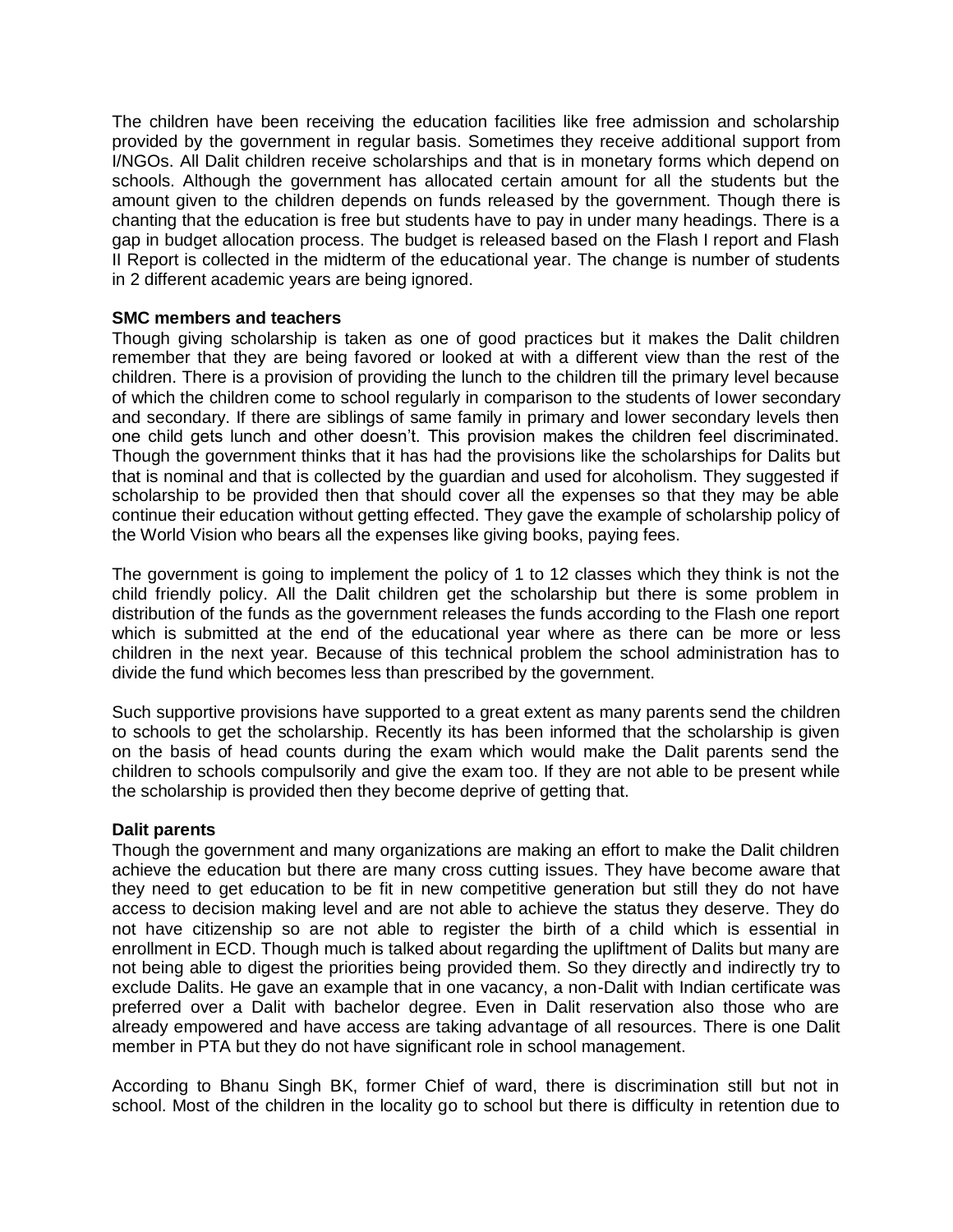The children have been receiving the education facilities like free admission and scholarship provided by the government in regular basis. Sometimes they receive additional support from I/NGOs. All Dalit children receive scholarships and that is in monetary forms which depend on schools. Although the government has allocated certain amount for all the students but the amount given to the children depends on funds released by the government. Though there is chanting that the education is free but students have to pay in under many headings. There is a gap in budget allocation process. The budget is released based on the Flash I report and Flash II Report is collected in the midterm of the educational year. The change is number of students in 2 different academic years are being ignored.

**SMC members and teachers**

Though giving scholarship is taken as one of good practices but it makes the Dalit children remember that they are being favored or looked at with a different view than the rest of the children. There is a provision of providing the lunch to the children till the primary level because of which the children come to school regularly in comparison to the students of lower secondary and secondary. If there are siblings of same family in primary and lower secondary levels then one child gets lunch and other doesn't. This provision makes the children feel discriminated. Though the government thinks that it has had the provisions like the scholarships for Dalits but that is nominal and that is collected by the guardian and used for alcoholism. They suggested if scholarship to be provided then that should cover all the expenses so that they may be able continue their education without getting effected. They gave the example of scholarship policy of the World Vision who bears all the expenses like giving books, paying fees.

The government is going to implement the policy of 1 to 12 classes which they think is not the child friendly policy. All the Dalit children get the scholarship but there is some problem in distribution of the funds as the government releases the funds according to the Flash one report which is submitted at the end of the educational year where as there can be more or less children in the next year. Because of this technical problem the school administration has to divide the fund which becomes less than prescribed by the government.

Such supportive provisions have supported to a great extent as many parents send the children to schools to get the scholarship. Recently its has been informed that the scholarship is given on the basis of head counts during the exam which would make the Dalit parents send the children to schools compulsorily and give the exam too. If they are not able to be present while the scholarship is provided then they become deprive of getting that.

**Dalit parents**

Though the government and many organizations are making an effort to make the Dalit children achieve the education but there are many cross cutting issues. They have become aware that they need to get education to be fit in new competitive generation but still they do not have access to decision making level and are not able to achieve the status they deserve. They do not have citizenship so are not able to register the birth of a child which is essential in enrollment in ECD. Though much is talked about regarding the upliftment of Dalits but many are not being able to digest the priorities being provided them. So they directly and indirectly try to exclude Dalits. He gave an example that in one vacancy, a non-Dalit with Indian certificate was preferred over a Dalit with bachelor degree. Even in Dalit reservation also those who are already empowered and have access are taking advantage of all resources. There is one Dalit member in PTA but they do not have significant role in school management.

According to Bhanu Singh BK, former Chief of ward, there is discrimination still but not in school. Most of the children in the locality go to school but there is difficulty in retention due to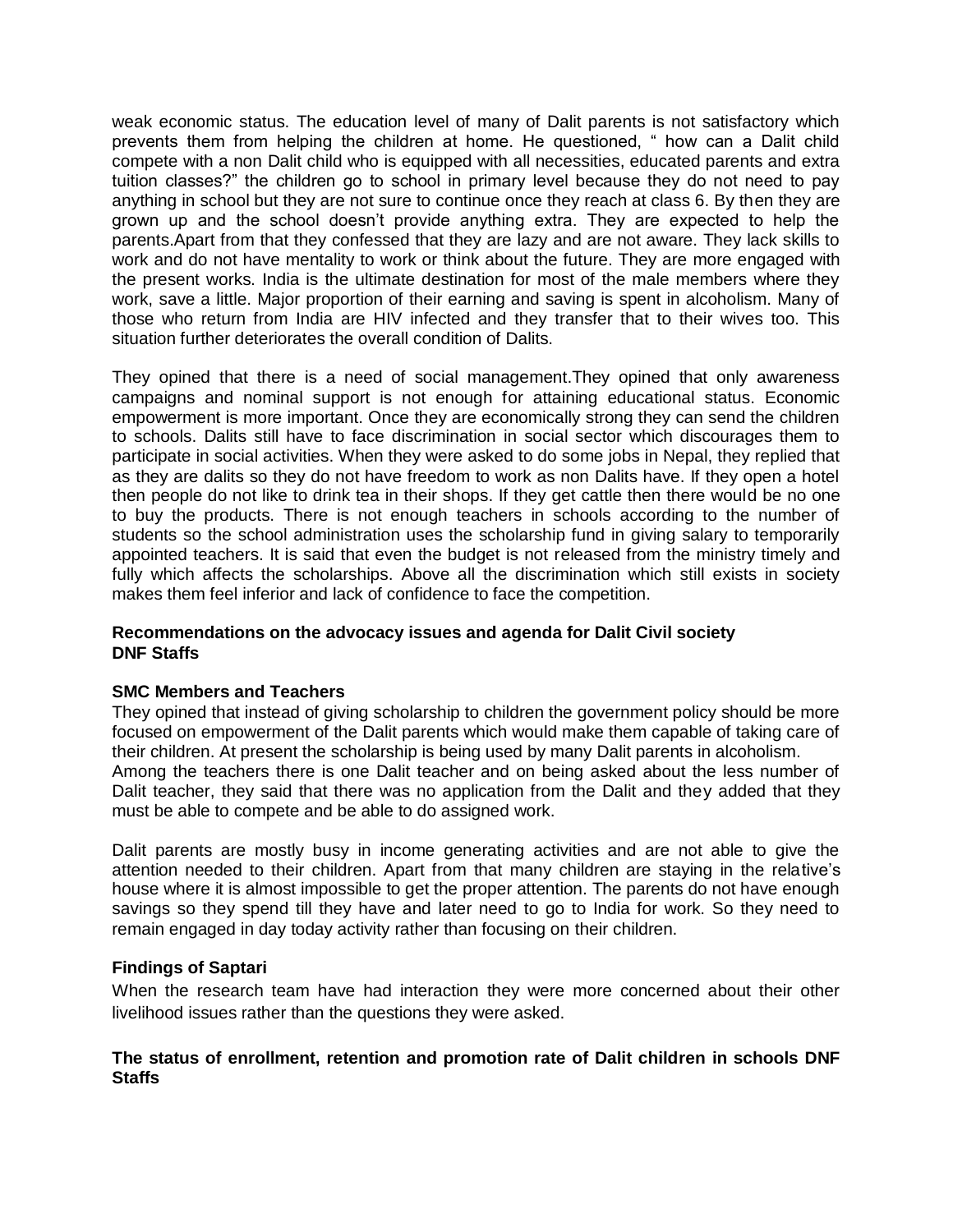weak economic status. The education level of many of Dalit parents is not satisfactory which prevents them from helping the children at home. He questioned, " how can a Dalit child compete with a non Dalit child who is equipped with all necessities, educated parents and extra tuition classes?" the children go to school in primary level because they do not need to pay anything in school but they are not sure to continue once they reach at class 6. By then they are grown up and the school doesn't provide anything extra. They are expected to help the parents.Apart from that they confessed that they are lazy and are not aware. They lack skills to work and do not have mentality to work or think about the future. They are more engaged with the present works. India is the ultimate destination for most of the male members where they work, save a little. Major proportion of their earning and saving is spent in alcoholism. Many of those who return from India are HIV infected and they transfer that to their wives too. This situation further deteriorates the overall condition of Dalits.

They opined that there is a need of social management.They opined that only awareness campaigns and nominal support is not enough for attaining educational status. Economic empowerment is more important. Once they are economically strong they can send the children to schools. Dalits still have to face discrimination in social sector which discourages them to participate in social activities. When they were asked to do some jobs in Nepal, they replied that as they are dalits so they do not have freedom to work as non Dalits have. If they open a hotel then people do not like to drink tea in their shops. If they get cattle then there would be no one to buy the products. There is not enough teachers in schools according to the number of students so the school administration uses the scholarship fund in giving salary to temporarily appointed teachers. It is said that even the budget is not released from the ministry timely and fully which affects the scholarships. Above all the discrimination which still exists in society makes them feel inferior and lack of confidence to face the competition.

**Recommendations on the advocacy issues and agenda for Dalit Civil society**
**DNF Staffs**

**SMC Members and Teachers**

They opined that instead of giving scholarship to children the government policy should be more focused on empowerment of the Dalit parents which would make them capable of taking care of their children. At present the scholarship is being used by many Dalit parents in alcoholism.
Among the teachers there is one Dalit teacher and on being asked about the less number of Dalit teacher, they said that there was no application from the Dalit and they added that they must be able to compete and be able to do assigned work.

Dalit parents are mostly busy in income generating activities and are not able to give the attention needed to their children. Apart from that many children are staying in the relative's house where it is almost impossible to get the proper attention. The parents do not have enough savings so they spend till they have and later need to go to India for work. So they need to remain engaged in day today activity rather than focusing on their children.

**Findings of Saptari**

When the research team have had interaction they were more concerned about their other livelihood issues rather than the questions they were asked.

**The status of enrollment, retention and promotion rate of Dalit children in schools DNF Staffs**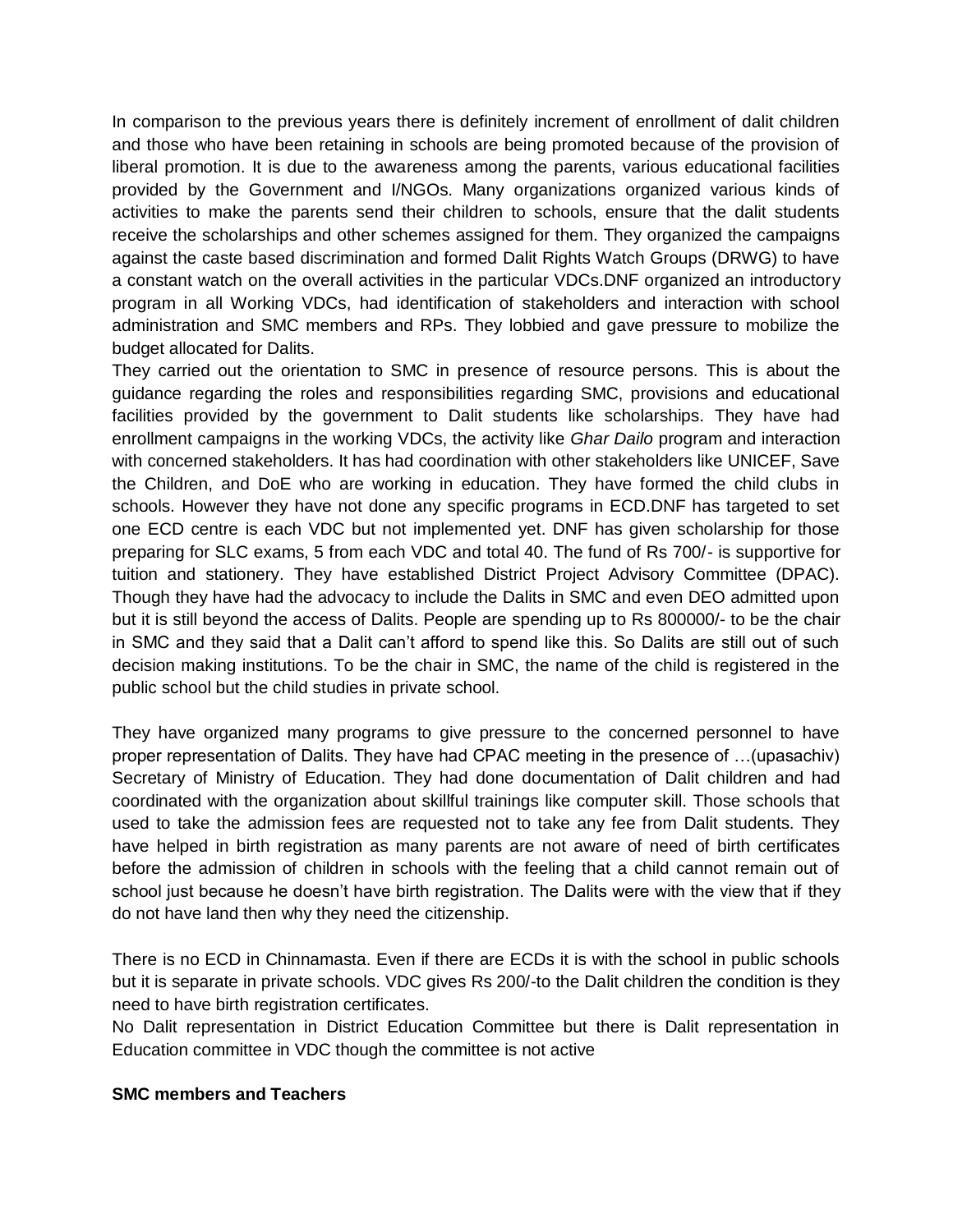In comparison to the previous years there is definitely increment of enrollment of dalit children and those who have been retaining in schools are being promoted because of the provision of liberal promotion. It is due to the awareness among the parents, various educational facilities provided by the Government and I/NGOs. Many organizations organized various kinds of activities to make the parents send their children to schools, ensure that the dalit students receive the scholarships and other schemes assigned for them. They organized the campaigns against the caste based discrimination and formed Dalit Rights Watch Groups (DRWG) to have a constant watch on the overall activities in the particular VDCs.DNF organized an introductory program in all Working VDCs, had identification of stakeholders and interaction with school administration and SMC members and RPs. They lobbied and gave pressure to mobilize the budget allocated for Dalits.

They carried out the orientation to SMC in presence of resource persons. This is about the guidance regarding the roles and responsibilities regarding SMC, provisions and educational facilities provided by the government to Dalit students like scholarships. They have had enrollment campaigns in the working VDCs, the activity like *Ghar Dailo* program and interaction with concerned stakeholders. It has had coordination with other stakeholders like UNICEF, Save the Children, and DoE who are working in education. They have formed the child clubs in schools. However they have not done any specific programs in ECD.DNF has targeted to set one ECD centre is each VDC but not implemented yet. DNF has given scholarship for those preparing for SLC exams, 5 from each VDC and total 40. The fund of Rs 700/- is supportive for tuition and stationery. They have established District Project Advisory Committee (DPAC). Though they have had the advocacy to include the Dalits in SMC and even DEO admitted upon but it is still beyond the access of Dalits. People are spending up to Rs 800000/- to be the chair in SMC and they said that a Dalit can't afford to spend like this. So Dalits are still out of such decision making institutions. To be the chair in SMC, the name of the child is registered in the public school but the child studies in private school.

They have organized many programs to give pressure to the concerned personnel to have proper representation of Dalits. They have had CPAC meeting in the presence of …(upasachiv) Secretary of Ministry of Education. They had done documentation of Dalit children and had coordinated with the organization about skillful trainings like computer skill. Those schools that used to take the admission fees are requested not to take any fee from Dalit students. They have helped in birth registration as many parents are not aware of need of birth certificates before the admission of children in schools with the feeling that a child cannot remain out of school just because he doesn't have birth registration. The Dalits were with the view that if they do not have land then why they need the citizenship.

There is no ECD in Chinnamasta. Even if there are ECDs it is with the school in public schools but it is separate in private schools. VDC gives Rs 200/-to the Dalit children the condition is they need to have birth registration certificates.

No Dalit representation in District Education Committee but there is Dalit representation in Education committee in VDC though the committee is not active

**SMC members and Teachers**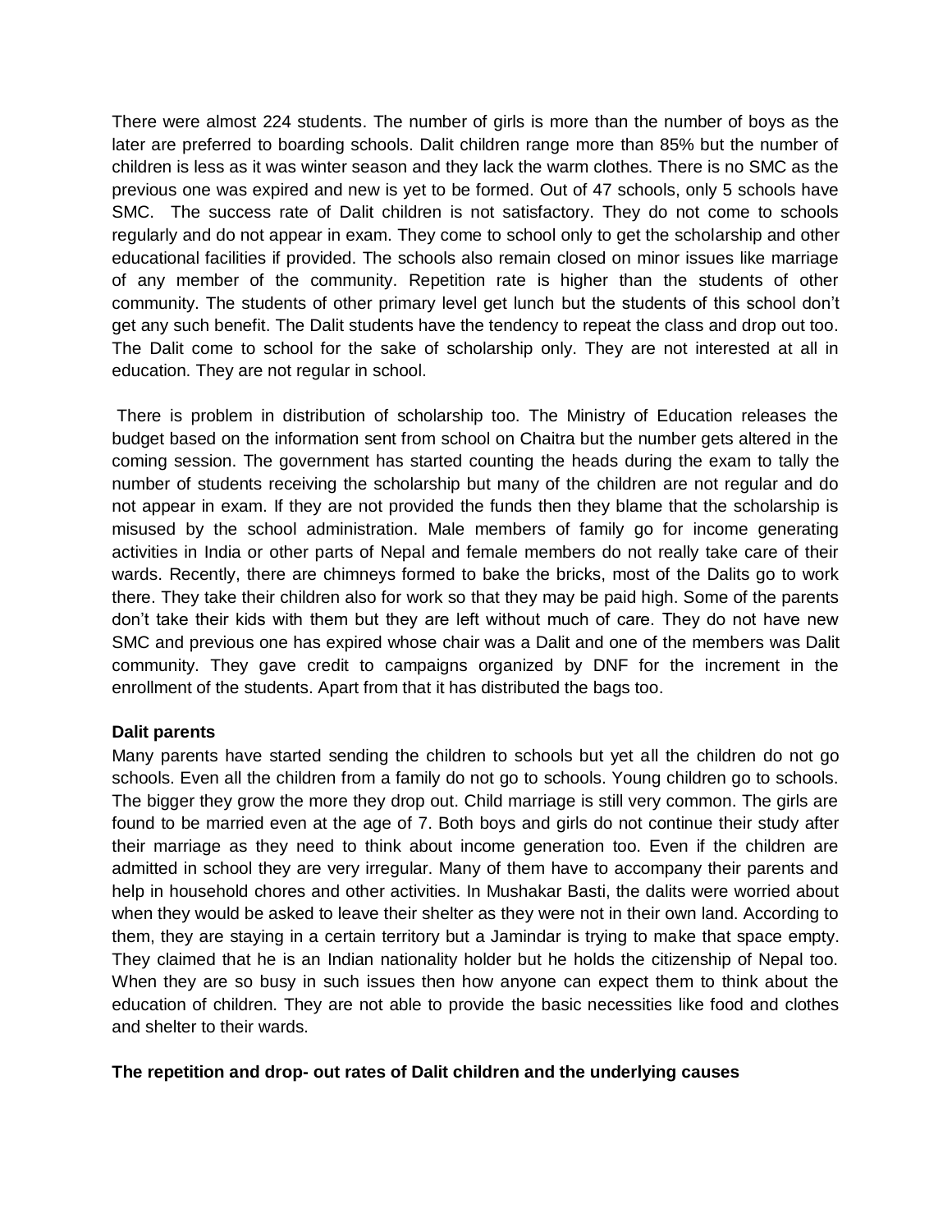There were almost 224 students. The number of girls is more than the number of boys as the later are preferred to boarding schools. Dalit children range more than 85% but the number of children is less as it was winter season and they lack the warm clothes. There is no SMC as the previous one was expired and new is yet to be formed. Out of 47 schools, only 5 schools have SMC. The success rate of Dalit children is not satisfactory. They do not come to schools regularly and do not appear in exam. They come to school only to get the scholarship and other educational facilities if provided. The schools also remain closed on minor issues like marriage of any member of the community. Repetition rate is higher than the students of other community. The students of other primary level get lunch but the students of this school don't get any such benefit. The Dalit students have the tendency to repeat the class and drop out too. The Dalit come to school for the sake of scholarship only. They are not interested at all in education. They are not regular in school.

There is problem in distribution of scholarship too. The Ministry of Education releases the budget based on the information sent from school on Chaitra but the number gets altered in the coming session. The government has started counting the heads during the exam to tally the number of students receiving the scholarship but many of the children are not regular and do not appear in exam. If they are not provided the funds then they blame that the scholarship is misused by the school administration. Male members of family go for income generating activities in India or other parts of Nepal and female members do not really take care of their wards. Recently, there are chimneys formed to bake the bricks, most of the Dalits go to work there. They take their children also for work so that they may be paid high. Some of the parents don't take their kids with them but they are left without much of care. They do not have new SMC and previous one has expired whose chair was a Dalit and one of the members was Dalit community. They gave credit to campaigns organized by DNF for the increment in the enrollment of the students. Apart from that it has distributed the bags too.

**Dalit parents**

Many parents have started sending the children to schools but yet all the children do not go schools. Even all the children from a family do not go to schools. Young children go to schools. The bigger they grow the more they drop out. Child marriage is still very common. The girls are found to be married even at the age of 7. Both boys and girls do not continue their study after their marriage as they need to think about income generation too. Even if the children are admitted in school they are very irregular. Many of them have to accompany their parents and help in household chores and other activities. In Mushakar Basti, the dalits were worried about when they would be asked to leave their shelter as they were not in their own land. According to them, they are staying in a certain territory but a Jamindar is trying to make that space empty. They claimed that he is an Indian nationality holder but he holds the citizenship of Nepal too. When they are so busy in such issues then how anyone can expect them to think about the education of children. They are not able to provide the basic necessities like food and clothes and shelter to their wards.

**The repetition and drop- out rates of Dalit children and the underlying causes**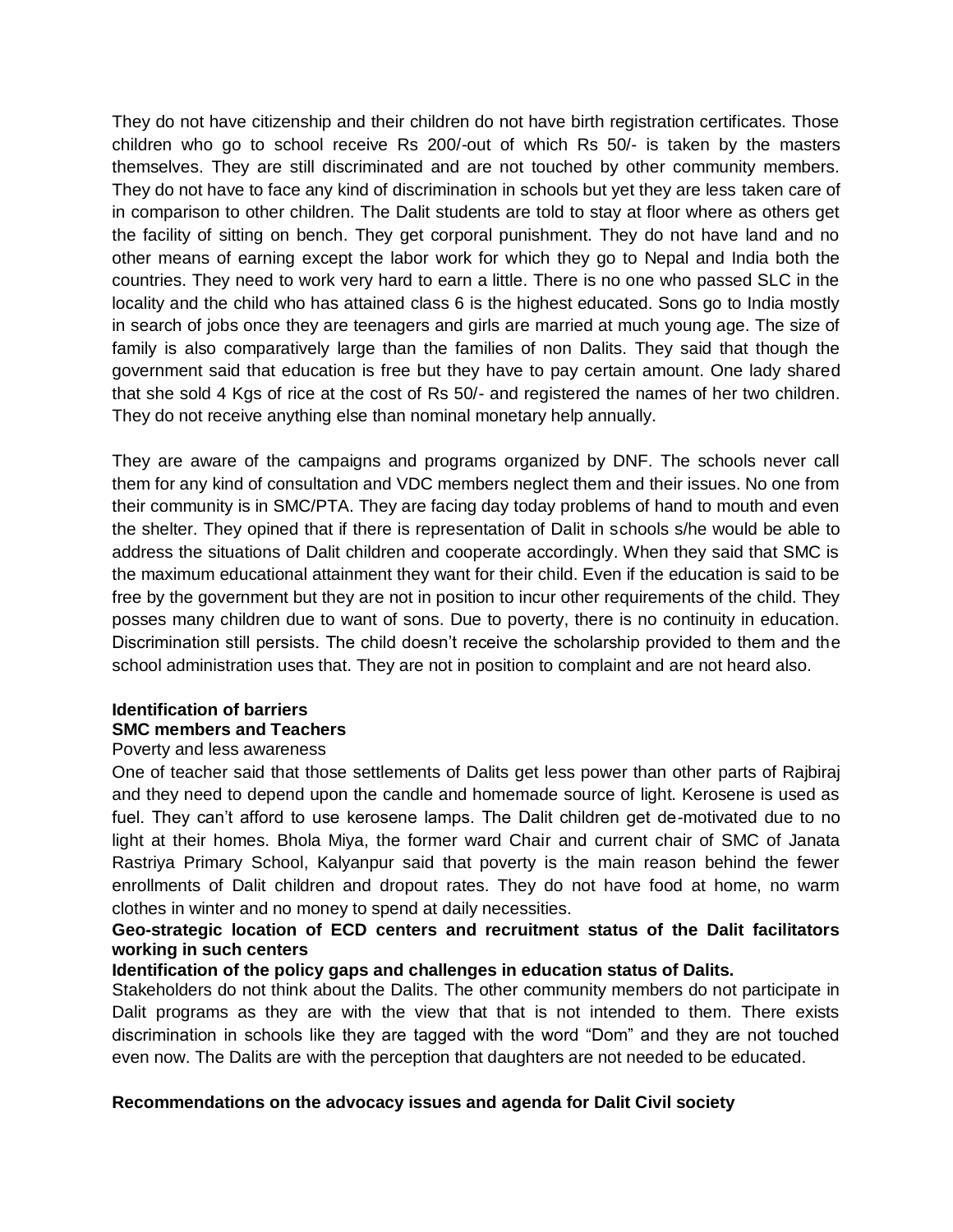They do not have citizenship and their children do not have birth registration certificates. Those children who go to school receive Rs 200/-out of which Rs 50/- is taken by the masters themselves. They are still discriminated and are not touched by other community members. They do not have to face any kind of discrimination in schools but yet they are less taken care of in comparison to other children. The Dalit students are told to stay at floor where as others get the facility of sitting on bench. They get corporal punishment. They do not have land and no other means of earning except the labor work for which they go to Nepal and India both the countries. They need to work very hard to earn a little. There is no one who passed SLC in the locality and the child who has attained class 6 is the highest educated. Sons go to India mostly in search of jobs once they are teenagers and girls are married at much young age. The size of family is also comparatively large than the families of non Dalits. They said that though the government said that education is free but they have to pay certain amount. One lady shared that she sold 4 Kgs of rice at the cost of Rs 50/- and registered the names of her two children. They do not receive anything else than nominal monetary help annually.

They are aware of the campaigns and programs organized by DNF. The schools never call them for any kind of consultation and VDC members neglect them and their issues. No one from their community is in SMC/PTA. They are facing day today problems of hand to mouth and even the shelter. They opined that if there is representation of Dalit in schools s/he would be able to address the situations of Dalit children and cooperate accordingly. When they said that SMC is the maximum educational attainment they want for their child. Even if the education is said to be free by the government but they are not in position to incur other requirements of the child. They posses many children due to want of sons. Due to poverty, there is no continuity in education. Discrimination still persists. The child doesn't receive the scholarship provided to them and the school administration uses that. They are not in position to complaint and are not heard also.

**Identification of barriers**

**SMC members and Teachers**

Poverty and less awareness

One of teacher said that those settlements of Dalits get less power than other parts of Rajbiraj and they need to depend upon the candle and homemade source of light. Kerosene is used as fuel. They can't afford to use kerosene lamps. The Dalit children get de-motivated due to no light at their homes. Bhola Miya, the former ward Chair and current chair of SMC of Janata Rastriya Primary School, Kalyanpur said that poverty is the main reason behind the fewer enrollments of Dalit children and dropout rates. They do not have food at home, no warm clothes in winter and no money to spend at daily necessities.

**Geo-strategic location of ECD centers and recruitment status of the Dalit facilitators working in such centers**

**Identification of the policy gaps and challenges in education status of Dalits.**

Stakeholders do not think about the Dalits. The other community members do not participate in Dalit programs as they are with the view that that is not intended to them. There exists discrimination in schools like they are tagged with the word "Dom" and they are not touched even now. The Dalits are with the perception that daughters are not needed to be educated.

**Recommendations on the advocacy issues and agenda for Dalit Civil society**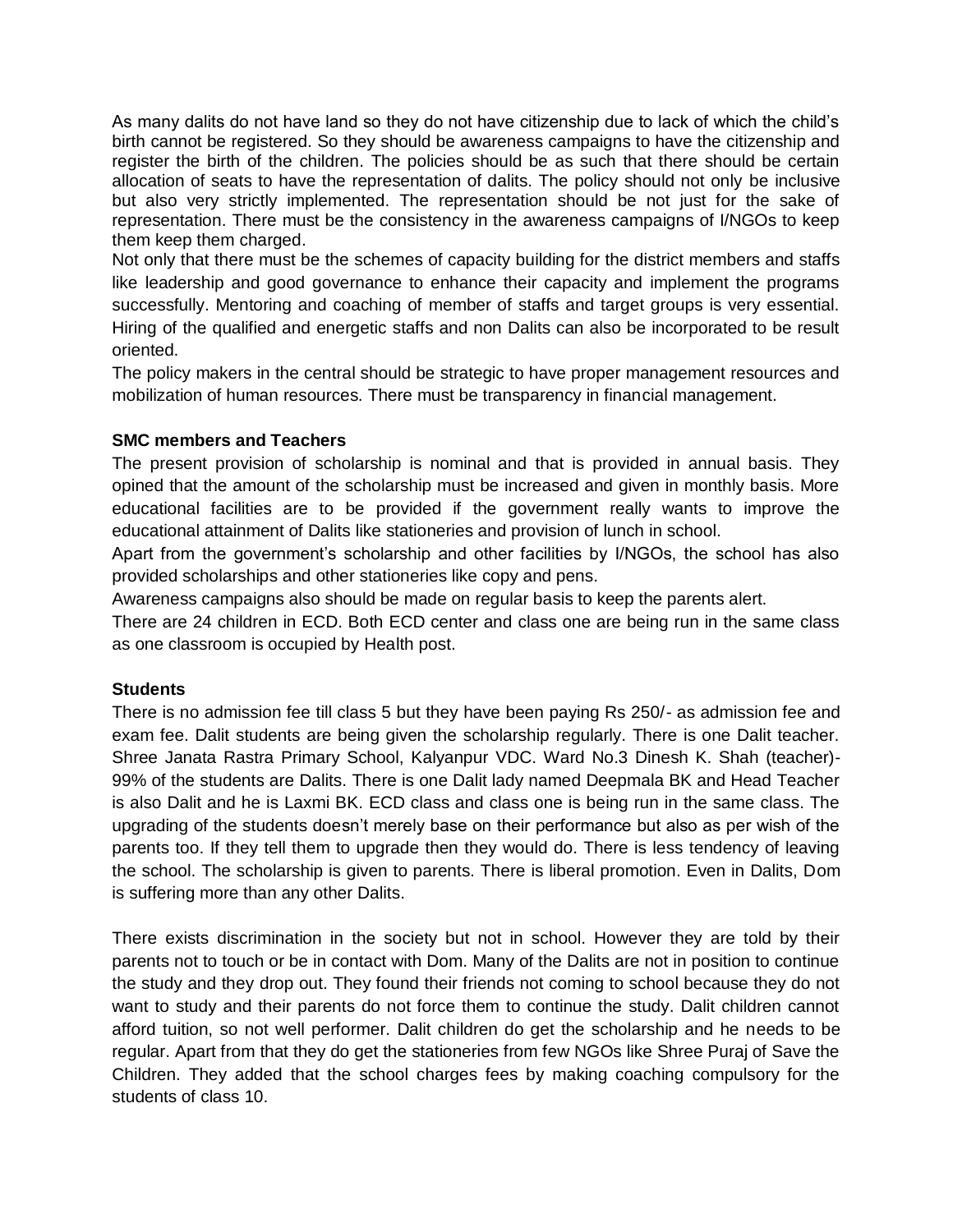As many dalits do not have land so they do not have citizenship due to lack of which the child's birth cannot be registered. So they should be awareness campaigns to have the citizenship and register the birth of the children. The policies should be as such that there should be certain allocation of seats to have the representation of dalits. The policy should not only be inclusive but also very strictly implemented. The representation should be not just for the sake of representation. There must be the consistency in the awareness campaigns of I/NGOs to keep them keep them charged.

Not only that there must be the schemes of capacity building for the district members and staffs like leadership and good governance to enhance their capacity and implement the programs successfully. Mentoring and coaching of member of staffs and target groups is very essential. Hiring of the qualified and energetic staffs and non Dalits can also be incorporated to be result oriented.

The policy makers in the central should be strategic to have proper management resources and mobilization of human resources. There must be transparency in financial management.

**SMC members and Teachers**

The present provision of scholarship is nominal and that is provided in annual basis. They opined that the amount of the scholarship must be increased and given in monthly basis. More educational facilities are to be provided if the government really wants to improve the educational attainment of Dalits like stationeries and provision of lunch in school.

Apart from the government's scholarship and other facilities by I/NGOs, the school has also provided scholarships and other stationeries like copy and pens.

Awareness campaigns also should be made on regular basis to keep the parents alert.

There are 24 children in ECD. Both ECD center and class one are being run in the same class as one classroom is occupied by Health post.

**Students**

There is no admission fee till class 5 but they have been paying Rs 250/- as admission fee and exam fee. Dalit students are being given the scholarship regularly. There is one Dalit teacher. Shree Janata Rastra Primary School, Kalyanpur VDC. Ward No.3 Dinesh K. Shah (teacher)- 99% of the students are Dalits. There is one Dalit lady named Deepmala BK and Head Teacher is also Dalit and he is Laxmi BK. ECD class and class one is being run in the same class. The upgrading of the students doesn't merely base on their performance but also as per wish of the parents too. If they tell them to upgrade then they would do. There is less tendency of leaving the school. The scholarship is given to parents. There is liberal promotion. Even in Dalits, Dom is suffering more than any other Dalits.

There exists discrimination in the society but not in school. However they are told by their parents not to touch or be in contact with Dom. Many of the Dalits are not in position to continue the study and they drop out. They found their friends not coming to school because they do not want to study and their parents do not force them to continue the study. Dalit children cannot afford tuition, so not well performer. Dalit children do get the scholarship and he needs to be regular. Apart from that they do get the stationeries from few NGOs like Shree Puraj of Save the Children. They added that the school charges fees by making coaching compulsory for the students of class 10.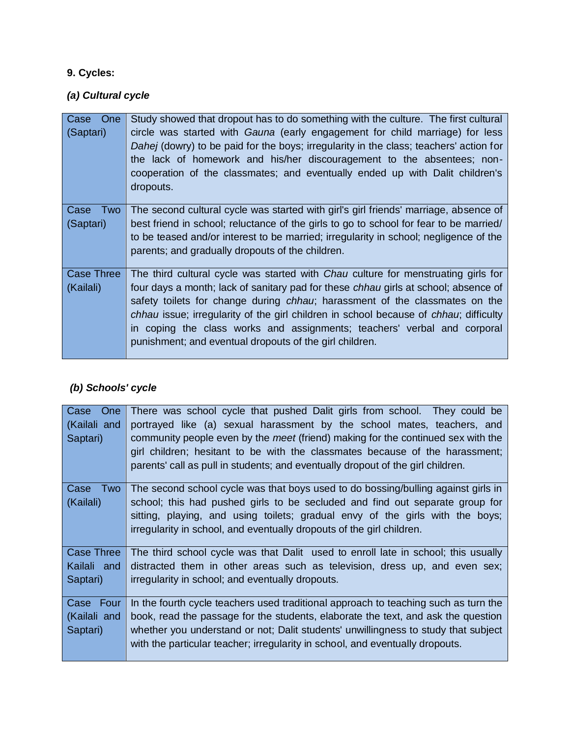**9. Cycles:**

***(a) Cultural cycle***

| | |
|---|---|
| Case One (Saptari) | Study showed that dropout has to do something with the culture. The first cultural circle was started with *Gauna* (early engagement for child marriage) for less *Dahej* (dowry) to be paid for the boys; irregularity in the class; teachers' action for the lack of homework and his/her discouragement to the absentees; non-cooperation of the classmates; and eventually ended up with Dalit children's dropouts. |
| Case Two (Saptari) | The second cultural cycle was started with girl's girl friends' marriage, absence of best friend in school; reluctance of the girls to go to school for fear to be married/ to be teased and/or interest to be married; irregularity in school; negligence of the parents; and gradually dropouts of the children. |
| Case Three (Kailali) | The third cultural cycle was started with *Chau* culture for menstruating girls for four days a month; lack of sanitary pad for these *chhau* girls at school; absence of safety toilets for change during *chhau*; harassment of the classmates on the *chhau* issue; irregularity of the girl children in school because of *chhau*; difficulty in coping the class works and assignments; teachers' verbal and corporal punishment; and eventual dropouts of the girl children. |

***(b) Schools' cycle***

| | |
|---|---|
| Case One (Kailali and Saptari) | There was school cycle that pushed Dalit girls from school. They could be portrayed like (a) sexual harassment by the school mates, teachers, and community people even by the *meet* (friend) making for the continued sex with the girl children; hesitant to be with the classmates because of the harassment; parents' call as pull in students; and eventually dropout of the girl children. |
| Case Two (Kailali) | The second school cycle was that boys used to do bossing/bulling against girls in school; this had pushed girls to be secluded and find out separate group for sitting, playing, and using toilets; gradual envy of the girls with the boys; irregularity in school, and eventually dropouts of the girl children. |
| Case Three Kailali and Saptari) | The third school cycle was that Dalit used to enroll late in school; this usually distracted them in other areas such as television, dress up, and even sex; irregularity in school; and eventually dropouts. |
| Case Four (Kailali and Saptari) | In the fourth cycle teachers used traditional approach to teaching such as turn the book, read the passage for the students, elaborate the text, and ask the question whether you understand or not; Dalit students' unwillingness to study that subject with the particular teacher; irregularity in school, and eventually dropouts. |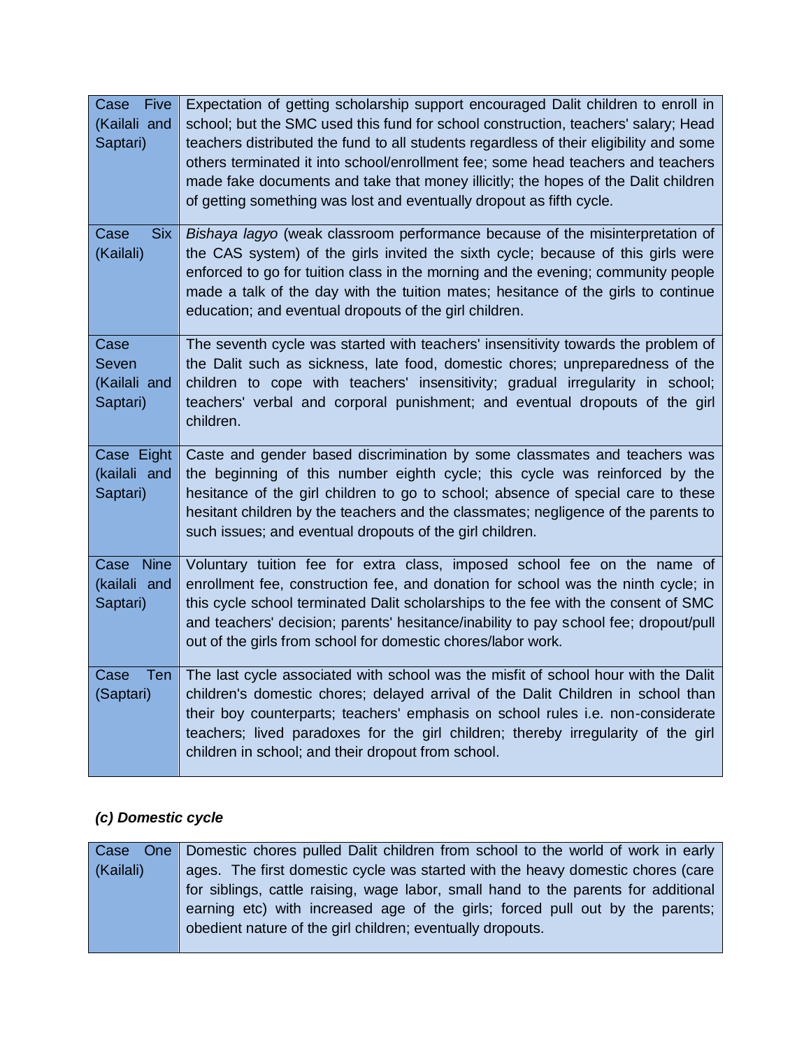| | |
|---|---|
| Case Five (Kailali and Saptari) | Expectation of getting scholarship support encouraged Dalit children to enroll in school; but the SMC used this fund for school construction, teachers' salary; Head teachers distributed the fund to all students regardless of their eligibility and some others terminated it into school/enrollment fee; some head teachers and teachers made fake documents and take that money illicitly; the hopes of the Dalit children of getting something was lost and eventually dropout as fifth cycle. |
| Case Six (Kailali) | *Bishaya lagyo* (weak classroom performance because of the misinterpretation of the CAS system) of the girls invited the sixth cycle; because of this girls were enforced to go for tuition class in the morning and the evening; community people made a talk of the day with the tuition mates; hesitance of the girls to continue education; and eventual dropouts of the girl children. |
| Case Seven (Kailali and Saptari) | The seventh cycle was started with teachers' insensitivity towards the problem of the Dalit such as sickness, late food, domestic chores; unpreparedness of the children to cope with teachers' insensitivity; gradual irregularity in school; teachers' verbal and corporal punishment; and eventual dropouts of the girl children. |
| Case Eight (kailali and Saptari) | Caste and gender based discrimination by some classmates and teachers was the beginning of this number eighth cycle; this cycle was reinforced by the hesitance of the girl children to go to school; absence of special care to these hesitant children by the teachers and the classmates; negligence of the parents to such issues; and eventual dropouts of the girl children. |
| Case Nine (kailali and Saptari) | Voluntary tuition fee for extra class, imposed school fee on the name of enrollment fee, construction fee, and donation for school was the ninth cycle; in this cycle school terminated Dalit scholarships to the fee with the consent of SMC and teachers' decision; parents' hesitance/inability to pay school fee; dropout/pull out of the girls from school for domestic chores/labor work. |
| Case Ten (Saptari) | The last cycle associated with school was the misfit of school hour with the Dalit children's domestic chores; delayed arrival of the Dalit Children in school than their boy counterparts; teachers' emphasis on school rules i.e. non-considerate teachers; lived paradoxes for the girl children; thereby irregularity of the girl children in school; and their dropout from school. |

### *(c) Domestic cycle*

| | |
|---|---|
| Case One (Kailali) | Domestic chores pulled Dalit children from school to the world of work in early ages. The first domestic cycle was started with the heavy domestic chores (care for siblings, cattle raising, wage labor, small hand to the parents for additional earning etc) with increased age of the girls; forced pull out by the parents; obedient nature of the girl children; eventually dropouts. |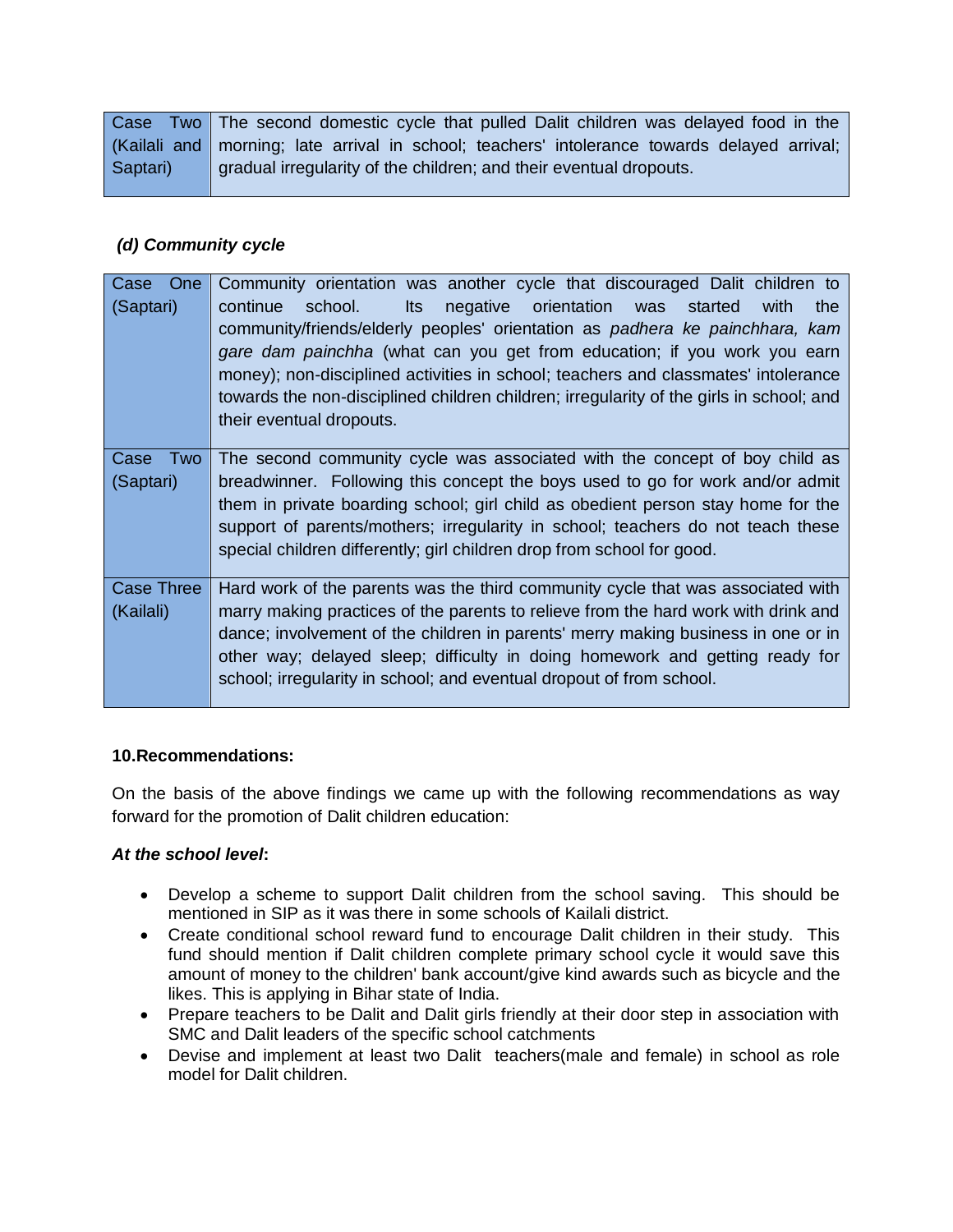| | |
|---|---|
| Case Two (Kailali and Saptari) | The second domestic cycle that pulled Dalit children was delayed food in the morning; late arrival in school; teachers' intolerance towards delayed arrival; gradual irregularity of the children; and their eventual dropouts. |

***(d) Community cycle***

| | |
|---|---|
| Case One (Saptari) | Community orientation was another cycle that discouraged Dalit children to continue school. Its negative orientation was started with the community/friends/elderly peoples' orientation as *padhera ke painchhara, kam gare dam painchha* (what can you get from education; if you work you earn money); non-disciplined activities in school; teachers and classmates' intolerance towards the non-disciplined children children; irregularity of the girls in school; and their eventual dropouts. |
| Case Two (Saptari) | The second community cycle was associated with the concept of boy child as breadwinner. Following this concept the boys used to go for work and/or admit them in private boarding school; girl child as obedient person stay home for the support of parents/mothers; irregularity in school; teachers do not teach these special children differently; girl children drop from school for good. |
| Case Three (Kailali) | Hard work of the parents was the third community cycle that was associated with marry making practices of the parents to relieve from the hard work with drink and dance; involvement of the children in parents' merry making business in one or in other way; delayed sleep; difficulty in doing homework and getting ready for school; irregularity in school; and eventual dropout of from school. |

**10.Recommendations:**

On the basis of the above findings we came up with the following recommendations as way forward for the promotion of Dalit children education:

***At the school level*:**

- Develop a scheme to support Dalit children from the school saving. This should be mentioned in SIP as it was there in some schools of Kailali district.
- Create conditional school reward fund to encourage Dalit children in their study. This fund should mention if Dalit children complete primary school cycle it would save this amount of money to the children' bank account/give kind awards such as bicycle and the likes. This is applying in Bihar state of India.
- Prepare teachers to be Dalit and Dalit girls friendly at their door step in association with SMC and Dalit leaders of the specific school catchments
- Devise and implement at least two Dalit teachers(male and female) in school as role model for Dalit children.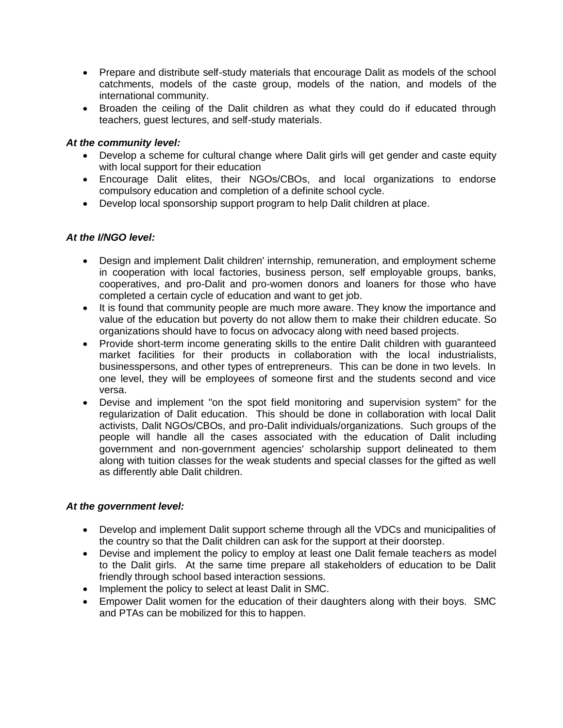- Prepare and distribute self-study materials that encourage Dalit as models of the school catchments, models of the caste group, models of the nation, and models of the international community.
- Broaden the ceiling of the Dalit children as what they could do if educated through teachers, guest lectures, and self-study materials.

***At the community level:***

- Develop a scheme for cultural change where Dalit girls will get gender and caste equity with local support for their education
- Encourage Dalit elites, their NGOs/CBOs, and local organizations to endorse compulsory education and completion of a definite school cycle.
- Develop local sponsorship support program to help Dalit children at place.

***At the I/NGO level:***

- Design and implement Dalit children' internship, remuneration, and employment scheme in cooperation with local factories, business person, self employable groups, banks, cooperatives, and pro-Dalit and pro-women donors and loaners for those who have completed a certain cycle of education and want to get job.
- It is found that community people are much more aware. They know the importance and value of the education but poverty do not allow them to make their children educate. So organizations should have to focus on advocacy along with need based projects.
- Provide short-term income generating skills to the entire Dalit children with guaranteed market facilities for their products in collaboration with the local industrialists, businesspersons, and other types of entrepreneurs. This can be done in two levels. In one level, they will be employees of someone first and the students second and vice versa.
- Devise and implement "on the spot field monitoring and supervision system" for the regularization of Dalit education. This should be done in collaboration with local Dalit activists, Dalit NGOs/CBOs, and pro-Dalit individuals/organizations. Such groups of the people will handle all the cases associated with the education of Dalit including government and non-government agencies' scholarship support delineated to them along with tuition classes for the weak students and special classes for the gifted as well as differently able Dalit children.

***At the government level:***

- Develop and implement Dalit support scheme through all the VDCs and municipalities of the country so that the Dalit children can ask for the support at their doorstep.
- Devise and implement the policy to employ at least one Dalit female teachers as model to the Dalit girls. At the same time prepare all stakeholders of education to be Dalit friendly through school based interaction sessions.
- Implement the policy to select at least Dalit in SMC.
- Empower Dalit women for the education of their daughters along with their boys. SMC and PTAs can be mobilized for this to happen.